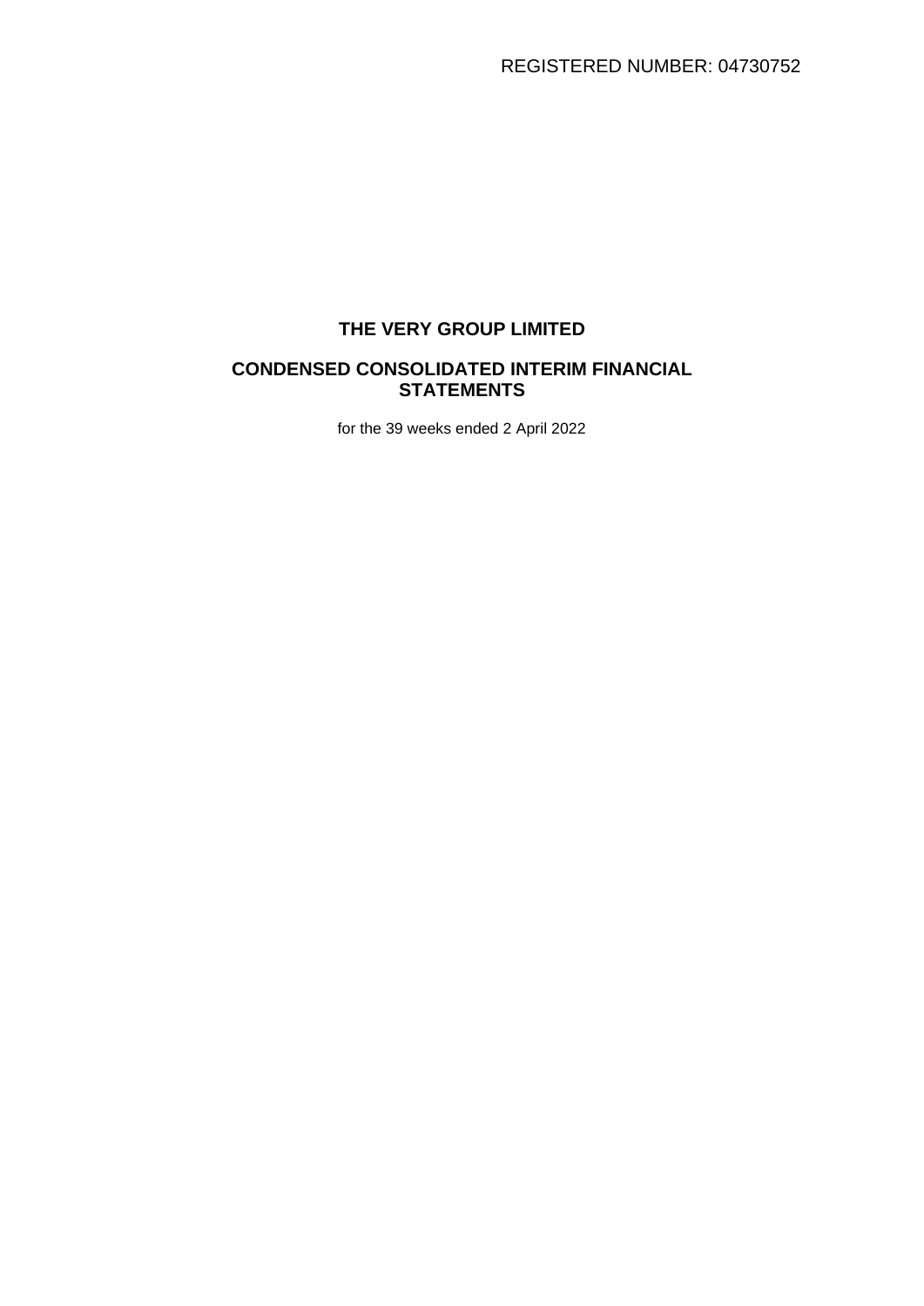REGISTERED NUMBER: 04730752

# THE VERY GROUP LIMITED

## CONDENSED CONSOLIDATED INTERIM FINANCIAL STATEMENTS

for the 39 weeks ended 2 April 2022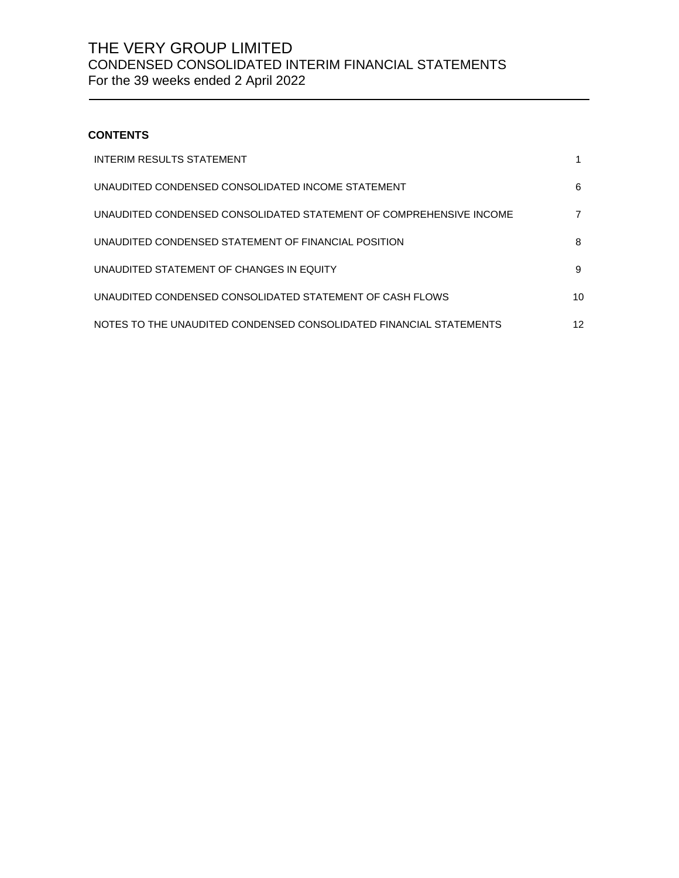# THE VERY GROUP LIMITED

## CONDENSED CONSOLIDATED INTERIM FINANCIAL STATEMENTS

For the 39 weeks ended 2 April 2022

---

**CONTENTS**

| | |
|---|---|
| INTERIM RESULTS STATEMENT | 1 |
| UNAUDITED CONDENSED CONSOLIDATED INCOME STATEMENT | 6 |
| UNAUDITED CONDENSED CONSOLIDATED STATEMENT OF COMPREHENSIVE INCOME | 7 |
| UNAUDITED CONDENSED STATEMENT OF FINANCIAL POSITION | 8 |
| UNAUDITED STATEMENT OF CHANGES IN EQUITY | 9 |
| UNAUDITED CONDENSED CONSOLIDATED STATEMENT OF CASH FLOWS | 10 |
| NOTES TO THE UNAUDITED CONDENSED CONSOLIDATED FINANCIAL STATEMENTS | 12 |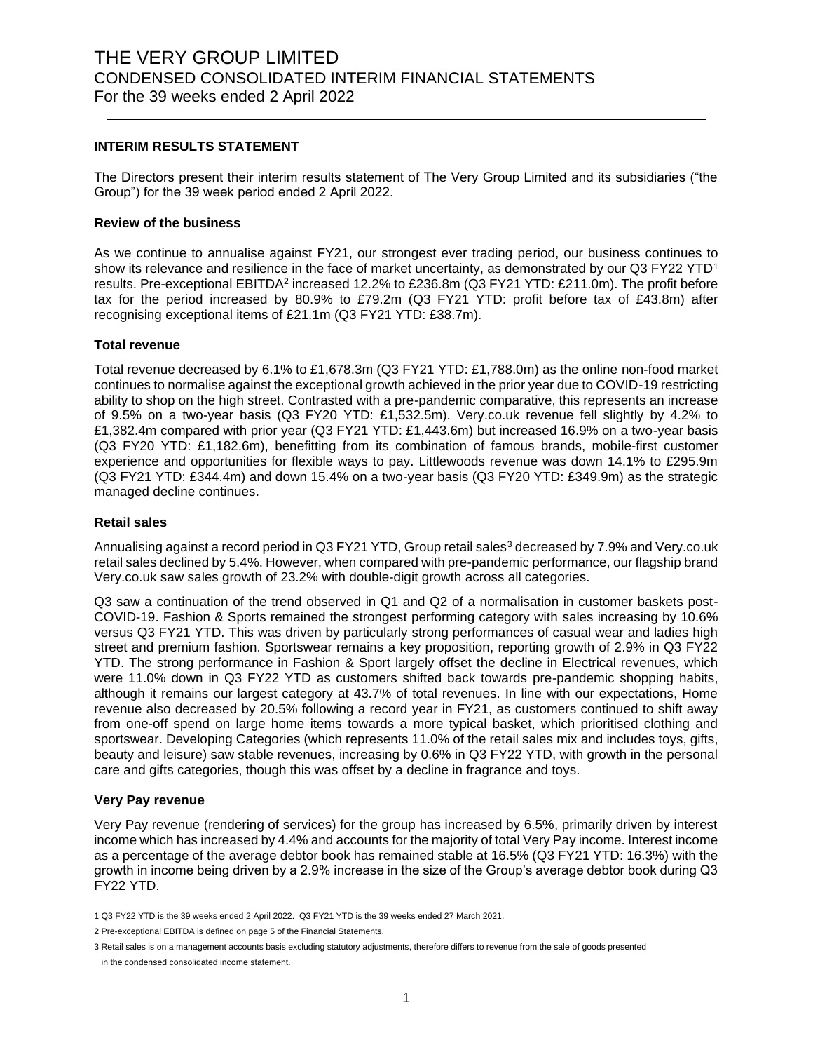# THE VERY GROUP LIMITED
## CONDENSED CONSOLIDATED INTERIM FINANCIAL STATEMENTS
For the 39 weeks ended 2 April 2022

---

### INTERIM RESULTS STATEMENT

The Directors present their interim results statement of The Very Group Limited and its subsidiaries ("the Group") for the 39 week period ended 2 April 2022.

#### Review of the business

As we continue to annualise against FY21, our strongest ever trading period, our business continues to show its relevance and resilience in the face of market uncertainty, as demonstrated by our Q3 FY22 YTD[1] results. Pre-exceptional EBITDA[2] increased 12.2% to £236.8m (Q3 FY21 YTD: £211.0m). The profit before tax for the period increased by 80.9% to £79.2m (Q3 FY21 YTD: profit before tax of £43.8m) after recognising exceptional items of £21.1m (Q3 FY21 YTD: £38.7m).

#### Total revenue

Total revenue decreased by 6.1% to £1,678.3m (Q3 FY21 YTD: £1,788.0m) as the online non-food market continues to normalise against the exceptional growth achieved in the prior year due to COVID-19 restricting ability to shop on the high street. Contrasted with a pre-pandemic comparative, this represents an increase of 9.5% on a two-year basis (Q3 FY20 YTD: £1,532.5m). Very.co.uk revenue fell slightly by 4.2% to £1,382.4m compared with prior year (Q3 FY21 YTD: £1,443.6m) but increased 16.9% on a two-year basis (Q3 FY20 YTD: £1,182.6m), benefitting from its combination of famous brands, mobile-first customer experience and opportunities for flexible ways to pay. Littlewoods revenue was down 14.1% to £295.9m (Q3 FY21 YTD: £344.4m) and down 15.4% on a two-year basis (Q3 FY20 YTD: £349.9m) as the strategic managed decline continues.

#### Retail sales

Annualising against a record period in Q3 FY21 YTD, Group retail sales[3] decreased by 7.9% and Very.co.uk retail sales declined by 5.4%. However, when compared with pre-pandemic performance, our flagship brand Very.co.uk saw sales growth of 23.2% with double-digit growth across all categories.

Q3 saw a continuation of the trend observed in Q1 and Q2 of a normalisation in customer baskets post-COVID-19. Fashion & Sports remained the strongest performing category with sales increasing by 10.6% versus Q3 FY21 YTD. This was driven by particularly strong performances of casual wear and ladies high street and premium fashion. Sportswear remains a key proposition, reporting growth of 2.9% in Q3 FY22 YTD. The strong performance in Fashion & Sport largely offset the decline in Electrical revenues, which were 11.0% down in Q3 FY22 YTD as customers shifted back towards pre-pandemic shopping habits, although it remains our largest category at 43.7% of total revenues. In line with our expectations, Home revenue also decreased by 20.5% following a record year in FY21, as customers continued to shift away from one-off spend on large home items towards a more typical basket, which prioritised clothing and sportswear. Developing Categories (which represents 11.0% of the retail sales mix and includes toys, gifts, beauty and leisure) saw stable revenues, increasing by 0.6% in Q3 FY22 YTD, with growth in the personal care and gifts categories, though this was offset by a decline in fragrance and toys.

#### Very Pay revenue

Very Pay revenue (rendering of services) for the group has increased by 6.5%, primarily driven by interest income which has increased by 4.4% and accounts for the majority of total Very Pay income. Interest income as a percentage of the average debtor book has remained stable at 16.5% (Q3 FY21 YTD: 16.3%) with the growth in income being driven by a 2.9% increase in the size of the Group's average debtor book during Q3 FY22 YTD.

---

1 Q3 FY22 YTD is the 39 weeks ended 2 April 2022. Q3 FY21 YTD is the 39 weeks ended 27 March 2021.

2 Pre-exceptional EBITDA is defined on page 5 of the Financial Statements.

3 Retail sales is on a management accounts basis excluding statutory adjustments, therefore differs to revenue from the sale of goods presented in the condensed consolidated income statement.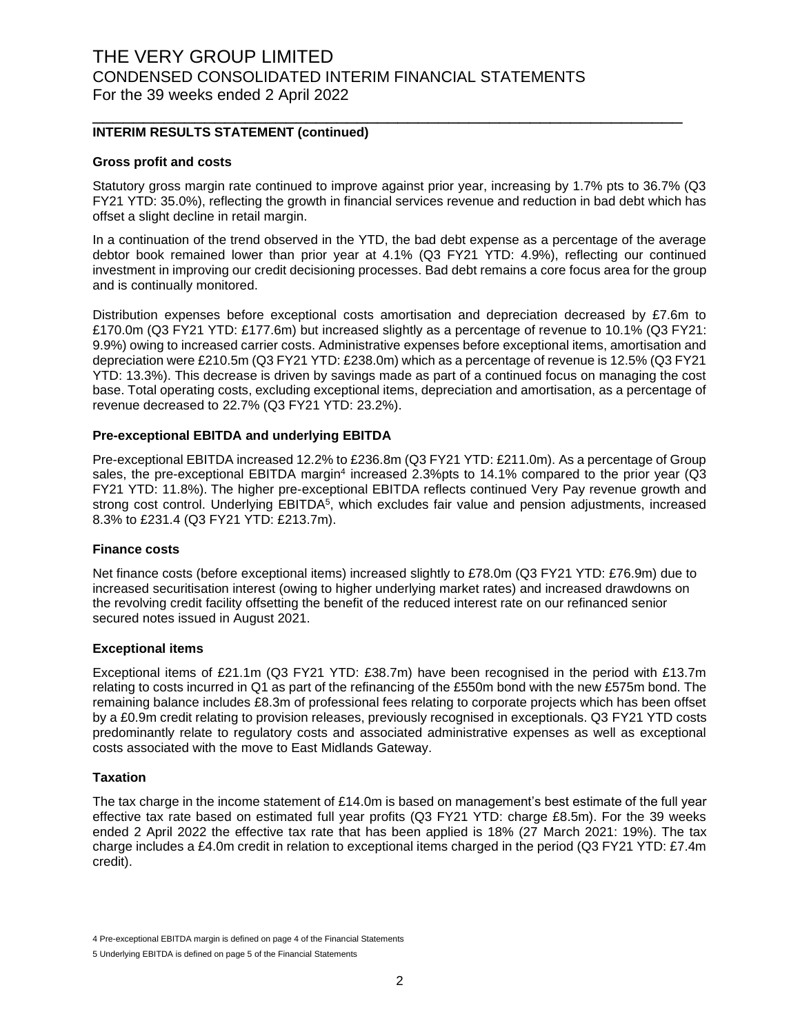## INTERIM RESULTS STATEMENT (continued)

### Gross profit and costs

Statutory gross margin rate continued to improve against prior year, increasing by 1.7% pts to 36.7% (Q3 FY21 YTD: 35.0%), reflecting the growth in financial services revenue and reduction in bad debt which has offset a slight decline in retail margin.

In a continuation of the trend observed in the YTD, the bad debt expense as a percentage of the average debtor book remained lower than prior year at 4.1% (Q3 FY21 YTD: 4.9%), reflecting our continued investment in improving our credit decisioning processes. Bad debt remains a core focus area for the group and is continually monitored.

Distribution expenses before exceptional costs amortisation and depreciation decreased by £7.6m to £170.0m (Q3 FY21 YTD: £177.6m) but increased slightly as a percentage of revenue to 10.1% (Q3 FY21: 9.9%) owing to increased carrier costs. Administrative expenses before exceptional items, amortisation and depreciation were £210.5m (Q3 FY21 YTD: £238.0m) which as a percentage of revenue is 12.5% (Q3 FY21 YTD: 13.3%). This decrease is driven by savings made as part of a continued focus on managing the cost base. Total operating costs, excluding exceptional items, depreciation and amortisation, as a percentage of revenue decreased to 22.7% (Q3 FY21 YTD: 23.2%).

### Pre-exceptional EBITDA and underlying EBITDA

Pre-exceptional EBITDA increased 12.2% to £236.8m (Q3 FY21 YTD: £211.0m). As a percentage of Group sales, the pre-exceptional EBITDA margin[4] increased 2.3%pts to 14.1% compared to the prior year (Q3 FY21 YTD: 11.8%). The higher pre-exceptional EBITDA reflects continued Very Pay revenue growth and strong cost control. Underlying EBITDA[5], which excludes fair value and pension adjustments, increased 8.3% to £231.4 (Q3 FY21 YTD: £213.7m).

### Finance costs

Net finance costs (before exceptional items) increased slightly to £78.0m (Q3 FY21 YTD: £76.9m) due to increased securitisation interest (owing to higher underlying market rates) and increased drawdowns on the revolving credit facility offsetting the benefit of the reduced interest rate on our refinanced senior secured notes issued in August 2021.

### Exceptional items

Exceptional items of £21.1m (Q3 FY21 YTD: £38.7m) have been recognised in the period with £13.7m relating to costs incurred in Q1 as part of the refinancing of the £550m bond with the new £575m bond. The remaining balance includes £8.3m of professional fees relating to corporate projects which has been offset by a £0.9m credit relating to provision releases, previously recognised in exceptionals. Q3 FY21 YTD costs predominantly relate to regulatory costs and associated administrative expenses as well as exceptional costs associated with the move to East Midlands Gateway.

### Taxation

The tax charge in the income statement of £14.0m is based on management's best estimate of the full year effective tax rate based on estimated full year profits (Q3 FY21 YTD: charge £8.5m). For the 39 weeks ended 2 April 2022 the effective tax rate that has been applied is 18% (27 March 2021: 19%). The tax charge includes a £4.0m credit in relation to exceptional items charged in the period (Q3 FY21 YTD: £7.4m credit).

4 Pre-exceptional EBITDA margin is defined on page 4 of the Financial Statements

5 Underlying EBITDA is defined on page 5 of the Financial Statements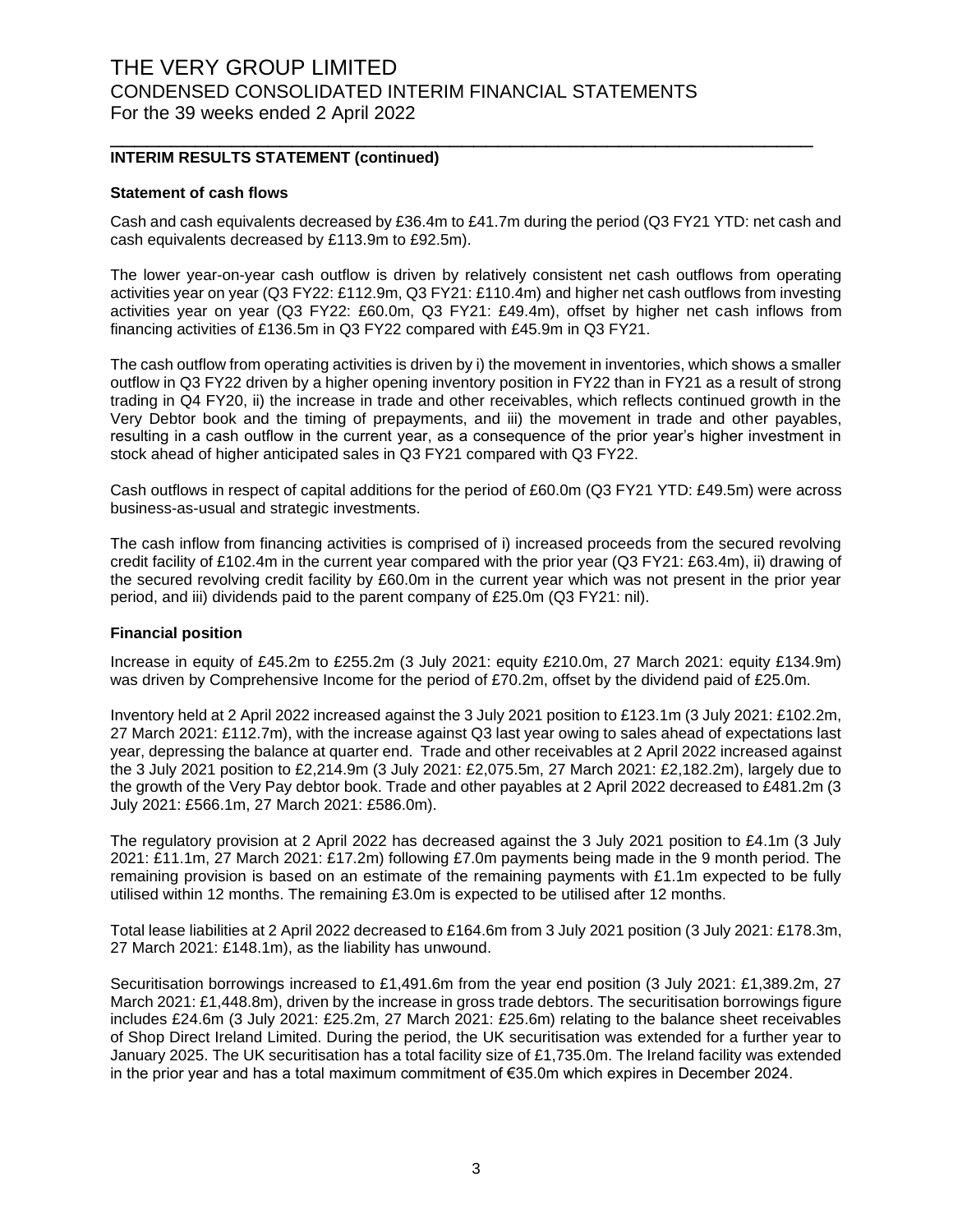## INTERIM RESULTS STATEMENT (continued)

### Statement of cash flows

Cash and cash equivalents decreased by £36.4m to £41.7m during the period (Q3 FY21 YTD: net cash and cash equivalents decreased by £113.9m to £92.5m).

The lower year-on-year cash outflow is driven by relatively consistent net cash outflows from operating activities year on year (Q3 FY22: £112.9m, Q3 FY21: £110.4m) and higher net cash outflows from investing activities year on year (Q3 FY22: £60.0m, Q3 FY21: £49.4m), offset by higher net cash inflows from financing activities of £136.5m in Q3 FY22 compared with £45.9m in Q3 FY21.

The cash outflow from operating activities is driven by i) the movement in inventories, which shows a smaller outflow in Q3 FY22 driven by a higher opening inventory position in FY22 than in FY21 as a result of strong trading in Q4 FY20, ii) the increase in trade and other receivables, which reflects continued growth in the Very Debtor book and the timing of prepayments, and iii) the movement in trade and other payables, resulting in a cash outflow in the current year, as a consequence of the prior year's higher investment in stock ahead of higher anticipated sales in Q3 FY21 compared with Q3 FY22.

Cash outflows in respect of capital additions for the period of £60.0m (Q3 FY21 YTD: £49.5m) were across business-as-usual and strategic investments.

The cash inflow from financing activities is comprised of i) increased proceeds from the secured revolving credit facility of £102.4m in the current year compared with the prior year (Q3 FY21: £63.4m), ii) drawing of the secured revolving credit facility by £60.0m in the current year which was not present in the prior year period, and iii) dividends paid to the parent company of £25.0m (Q3 FY21: nil).

### Financial position

Increase in equity of £45.2m to £255.2m (3 July 2021: equity £210.0m, 27 March 2021: equity £134.9m) was driven by Comprehensive Income for the period of £70.2m, offset by the dividend paid of £25.0m.

Inventory held at 2 April 2022 increased against the 3 July 2021 position to £123.1m (3 July 2021: £102.2m, 27 March 2021: £112.7m), with the increase against Q3 last year owing to sales ahead of expectations last year, depressing the balance at quarter end. Trade and other receivables at 2 April 2022 increased against the 3 July 2021 position to £2,214.9m (3 July 2021: £2,075.5m, 27 March 2021: £2,182.2m), largely due to the growth of the Very Pay debtor book. Trade and other payables at 2 April 2022 decreased to £481.2m (3 July 2021: £566.1m, 27 March 2021: £586.0m).

The regulatory provision at 2 April 2022 has decreased against the 3 July 2021 position to £4.1m (3 July 2021: £11.1m, 27 March 2021: £17.2m) following £7.0m payments being made in the 9 month period. The remaining provision is based on an estimate of the remaining payments with £1.1m expected to be fully utilised within 12 months. The remaining £3.0m is expected to be utilised after 12 months.

Total lease liabilities at 2 April 2022 decreased to £164.6m from 3 July 2021 position (3 July 2021: £178.3m, 27 March 2021: £148.1m), as the liability has unwound.

Securitisation borrowings increased to £1,491.6m from the year end position (3 July 2021: £1,389.2m, 27 March 2021: £1,448.8m), driven by the increase in gross trade debtors. The securitisation borrowings figure includes £24.6m (3 July 2021: £25.2m, 27 March 2021: £25.6m) relating to the balance sheet receivables of Shop Direct Ireland Limited. During the period, the UK securitisation was extended for a further year to January 2025. The UK securitisation has a total facility size of £1,735.0m. The Ireland facility was extended in the prior year and has a total maximum commitment of €35.0m which expires in December 2024.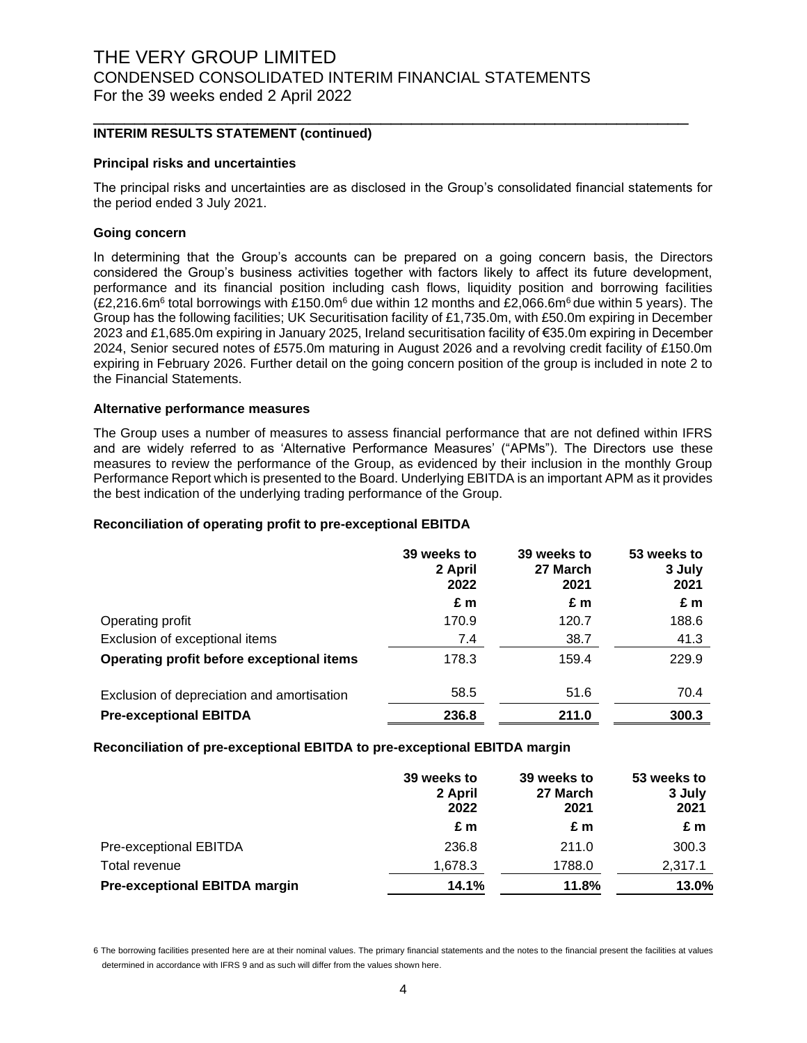## INTERIM RESULTS STATEMENT (continued)

### Principal risks and uncertainties

The principal risks and uncertainties are as disclosed in the Group's consolidated financial statements for the period ended 3 July 2021.

### Going concern

In determining that the Group's accounts can be prepared on a going concern basis, the Directors considered the Group's business activities together with factors likely to affect its future development, performance and its financial position including cash flows, liquidity position and borrowing facilities (£2,216.6m[6] total borrowings with £150.0m[6] due within 12 months and £2,066.6m[6] due within 5 years). The Group has the following facilities; UK Securitisation facility of £1,735.0m, with £50.0m expiring in December 2023 and £1,685.0m expiring in January 2025, Ireland securitisation facility of €35.0m expiring in December 2024, Senior secured notes of £575.0m maturing in August 2026 and a revolving credit facility of £150.0m expiring in February 2026. Further detail on the going concern position of the group is included in note 2 to the Financial Statements.

### Alternative performance measures

The Group uses a number of measures to assess financial performance that are not defined within IFRS and are widely referred to as 'Alternative Performance Measures' ("APMs"). The Directors use these measures to review the performance of the Group, as evidenced by their inclusion in the monthly Group Performance Report which is presented to the Board. Underlying EBITDA is an important APM as it provides the best indication of the underlying trading performance of the Group.

### Reconciliation of operating profit to pre-exceptional EBITDA

| | 39 weeks to 2 April 2022 | 39 weeks to 27 March 2021 | 53 weeks to 3 July 2021 |
|---|---|---|---|
| | £ m | £ m | £ m |
| Operating profit | 170.9 | 120.7 | 188.6 |
| Exclusion of exceptional items | 7.4 | 38.7 | 41.3 |
| **Operating profit before exceptional items** | 178.3 | 159.4 | 229.9 |
| Exclusion of depreciation and amortisation | 58.5 | 51.6 | 70.4 |
| **Pre-exceptional EBITDA** | **236.8** | **211.0** | **300.3** |

### Reconciliation of pre-exceptional EBITDA to pre-exceptional EBITDA margin

| | 39 weeks to 2 April 2022 | 39 weeks to 27 March 2021 | 53 weeks to 3 July 2021 |
|---|---|---|---|
| | £ m | £ m | £ m |
| Pre-exceptional EBITDA | 236.8 | 211.0 | 300.3 |
| Total revenue | 1,678.3 | 1788.0 | 2,317.1 |
| **Pre-exceptional EBITDA margin** | **14.1%** | **11.8%** | **13.0%** |

6 The borrowing facilities presented here are at their nominal values. The primary financial statements and the notes to the financial present the facilities at values determined in accordance with IFRS 9 and as such will differ from the values shown here.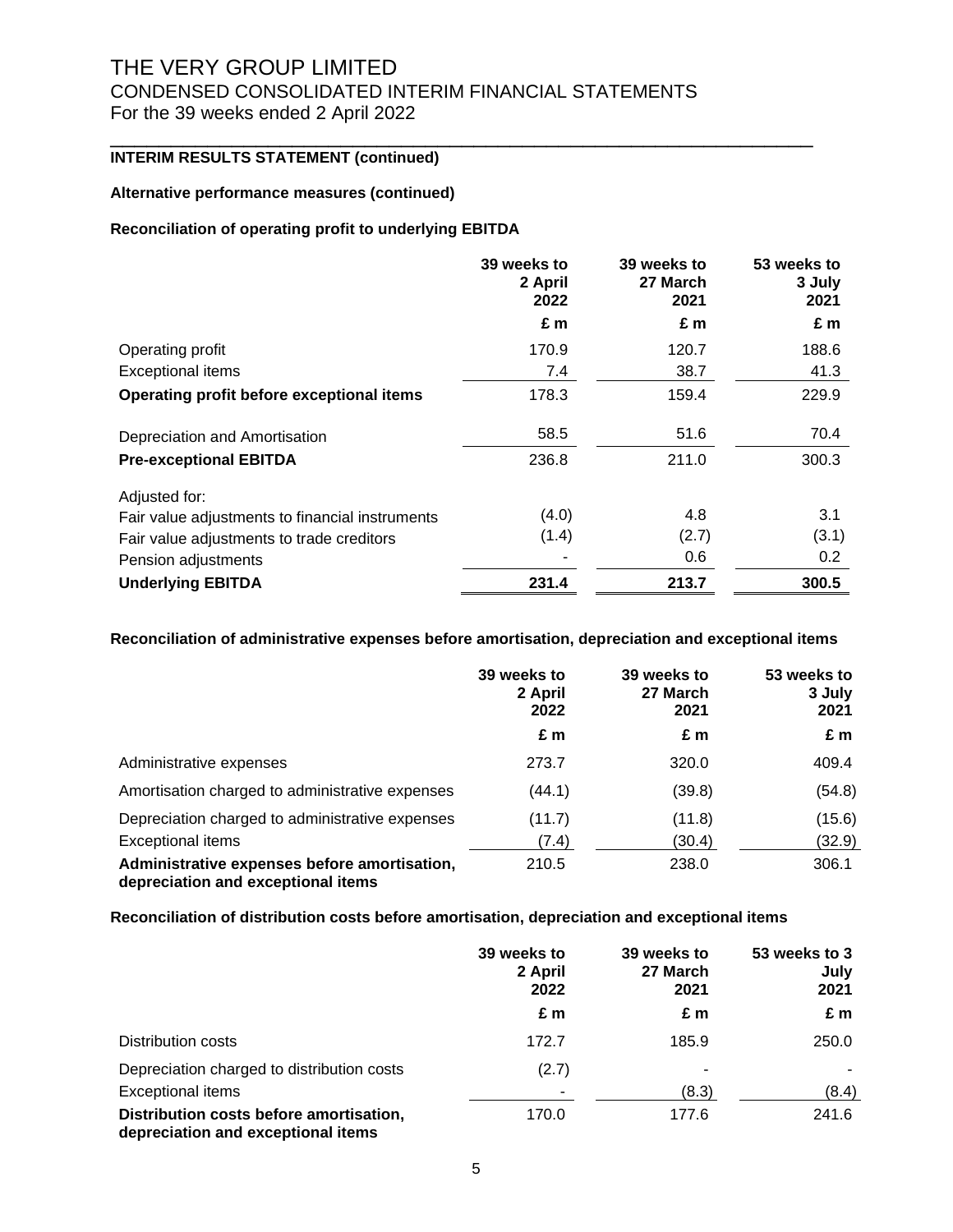# THE VERY GROUP LIMITED

CONDENSED CONSOLIDATED INTERIM FINANCIAL STATEMENTS

For the 39 weeks ended 2 April 2022

**INTERIM RESULTS STATEMENT (continued)**

**Alternative performance measures (continued)**

**Reconciliation of operating profit to underlying EBITDA**

| | 39 weeks to 2 April 2022 | 39 weeks to 27 March 2021 | 53 weeks to 3 July 2021 |
|---|---|---|---|
| | £ m | £ m | £ m |
| Operating profit | 170.9 | 120.7 | 188.6 |
| Exceptional items | 7.4 | 38.7 | 41.3 |
| **Operating profit before exceptional items** | 178.3 | 159.4 | 229.9 |
| Depreciation and Amortisation | 58.5 | 51.6 | 70.4 |
| **Pre-exceptional EBITDA** | 236.8 | 211.0 | 300.3 |
| Adjusted for: | | | |
| Fair value adjustments to financial instruments | (4.0) | 4.8 | 3.1 |
| Fair value adjustments to trade creditors | (1.4) | (2.7) | (3.1) |
| Pension adjustments | - | 0.6 | 0.2 |
| **Underlying EBITDA** | **231.4** | **213.7** | **300.5** |

**Reconciliation of administrative expenses before amortisation, depreciation and exceptional items**

| | 39 weeks to 2 April 2022 | 39 weeks to 27 March 2021 | 53 weeks to 3 July 2021 |
|---|---|---|---|
| | £ m | £ m | £ m |
| Administrative expenses | 273.7 | 320.0 | 409.4 |
| Amortisation charged to administrative expenses | (44.1) | (39.8) | (54.8) |
| Depreciation charged to administrative expenses | (11.7) | (11.8) | (15.6) |
| Exceptional items | (7.4) | (30.4) | (32.9) |
| **Administrative expenses before amortisation, depreciation and exceptional items** | 210.5 | 238.0 | 306.1 |

**Reconciliation of distribution costs before amortisation, depreciation and exceptional items**

| | 39 weeks to 2 April 2022 | 39 weeks to 27 March 2021 | 53 weeks to 3 July 2021 |
|---|---|---|---|
| | £ m | £ m | £ m |
| Distribution costs | 172.7 | 185.9 | 250.0 |
| Depreciation charged to distribution costs | (2.7) | - | - |
| Exceptional items | - | (8.3) | (8.4) |
| **Distribution costs before amortisation, depreciation and exceptional items** | 170.0 | 177.6 | 241.6 |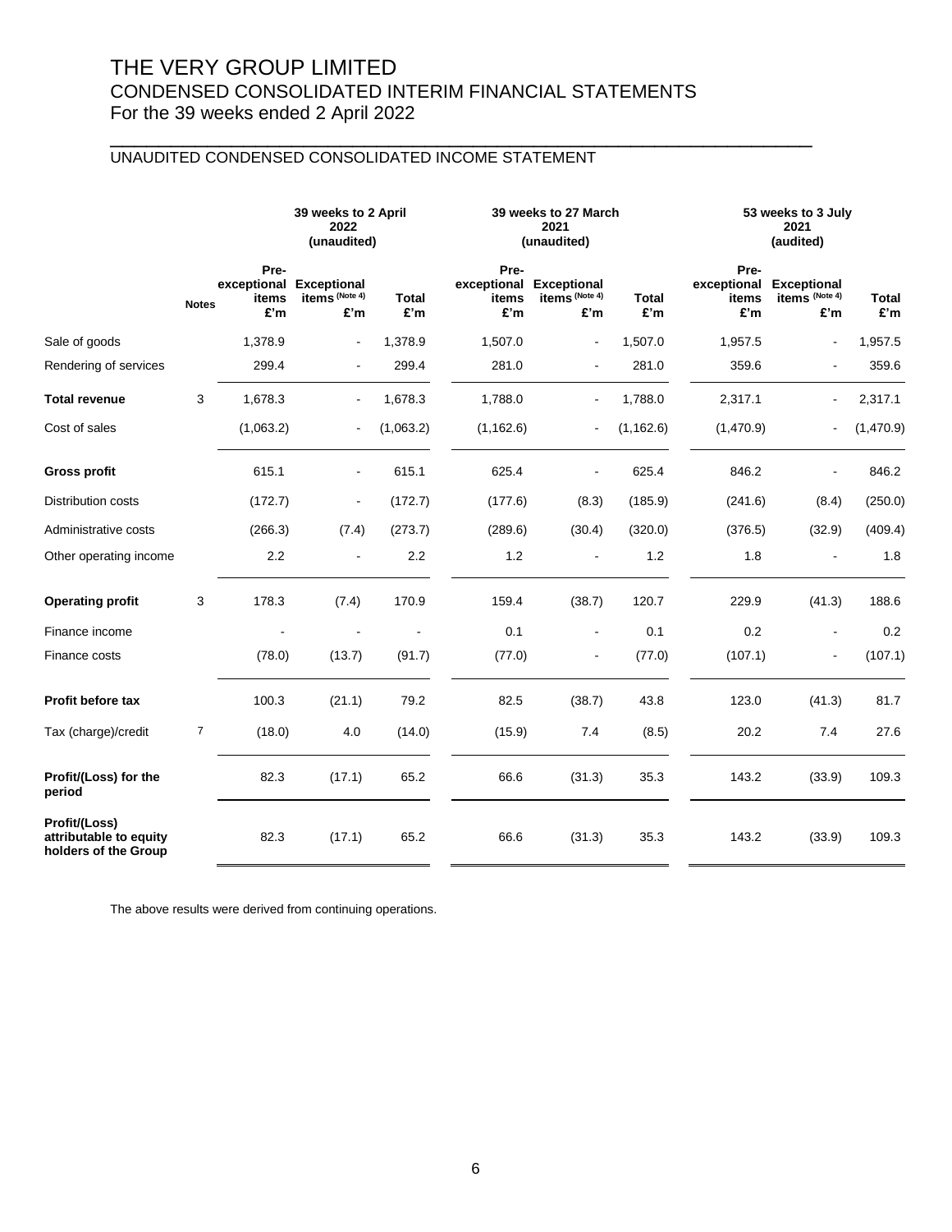# THE VERY GROUP LIMITED
## CONDENSED CONSOLIDATED INTERIM FINANCIAL STATEMENTS
For the 39 weeks ended 2 April 2022

### UNAUDITED CONDENSED CONSOLIDATED INCOME STATEMENT

| | | 39 weeks to 2 April 2022 (unaudited) | | | 39 weeks to 27 March 2021 (unaudited) | | | 53 weeks to 3 July 2021 (audited) | | |
|---|---|---|---|---|---|---|---|---|---|---|
| | Notes | Pre-exceptional items £'m | Exceptional items (Note 4) £'m | Total £'m | Pre-exceptional items £'m | Exceptional items (Note 4) £'m | Total £'m | Pre-exceptional items £'m | Exceptional items (Note 4) £'m | Total £'m |
| Sale of goods | | 1,378.9 | - | 1,378.9 | 1,507.0 | - | 1,507.0 | 1,957.5 | - | 1,957.5 |
| Rendering of services | | 299.4 | - | 299.4 | 281.0 | - | 281.0 | 359.6 | - | 359.6 |
| **Total revenue** | 3 | 1,678.3 | - | 1,678.3 | 1,788.0 | - | 1,788.0 | 2,317.1 | - | 2,317.1 |
| Cost of sales | | (1,063.2) | - | (1,063.2) | (1,162.6) | - | (1,162.6) | (1,470.9) | - | (1,470.9) |
| **Gross profit** | | 615.1 | - | 615.1 | 625.4 | - | 625.4 | 846.2 | - | 846.2 |
| Distribution costs | | (172.7) | - | (172.7) | (177.6) | (8.3) | (185.9) | (241.6) | (8.4) | (250.0) |
| Administrative costs | | (266.3) | (7.4) | (273.7) | (289.6) | (30.4) | (320.0) | (376.5) | (32.9) | (409.4) |
| Other operating income | | 2.2 | - | 2.2 | 1.2 | - | 1.2 | 1.8 | - | 1.8 |
| **Operating profit** | 3 | 178.3 | (7.4) | 170.9 | 159.4 | (38.7) | 120.7 | 229.9 | (41.3) | 188.6 |
| Finance income | | - | - | - | 0.1 | - | 0.1 | 0.2 | - | 0.2 |
| Finance costs | | (78.0) | (13.7) | (91.7) | (77.0) | - | (77.0) | (107.1) | - | (107.1) |
| **Profit before tax** | | 100.3 | (21.1) | 79.2 | 82.5 | (38.7) | 43.8 | 123.0 | (41.3) | 81.7 |
| Tax (charge)/credit | 7 | (18.0) | 4.0 | (14.0) | (15.9) | 7.4 | (8.5) | 20.2 | 7.4 | 27.6 |
| **Profit/(Loss) for the period** | | 82.3 | (17.1) | 65.2 | 66.6 | (31.3) | 35.3 | 143.2 | (33.9) | 109.3 |
| **Profit/(Loss) attributable to equity holders of the Group** | | 82.3 | (17.1) | 65.2 | 66.6 | (31.3) | 35.3 | 143.2 | (33.9) | 109.3 |

The above results were derived from continuing operations.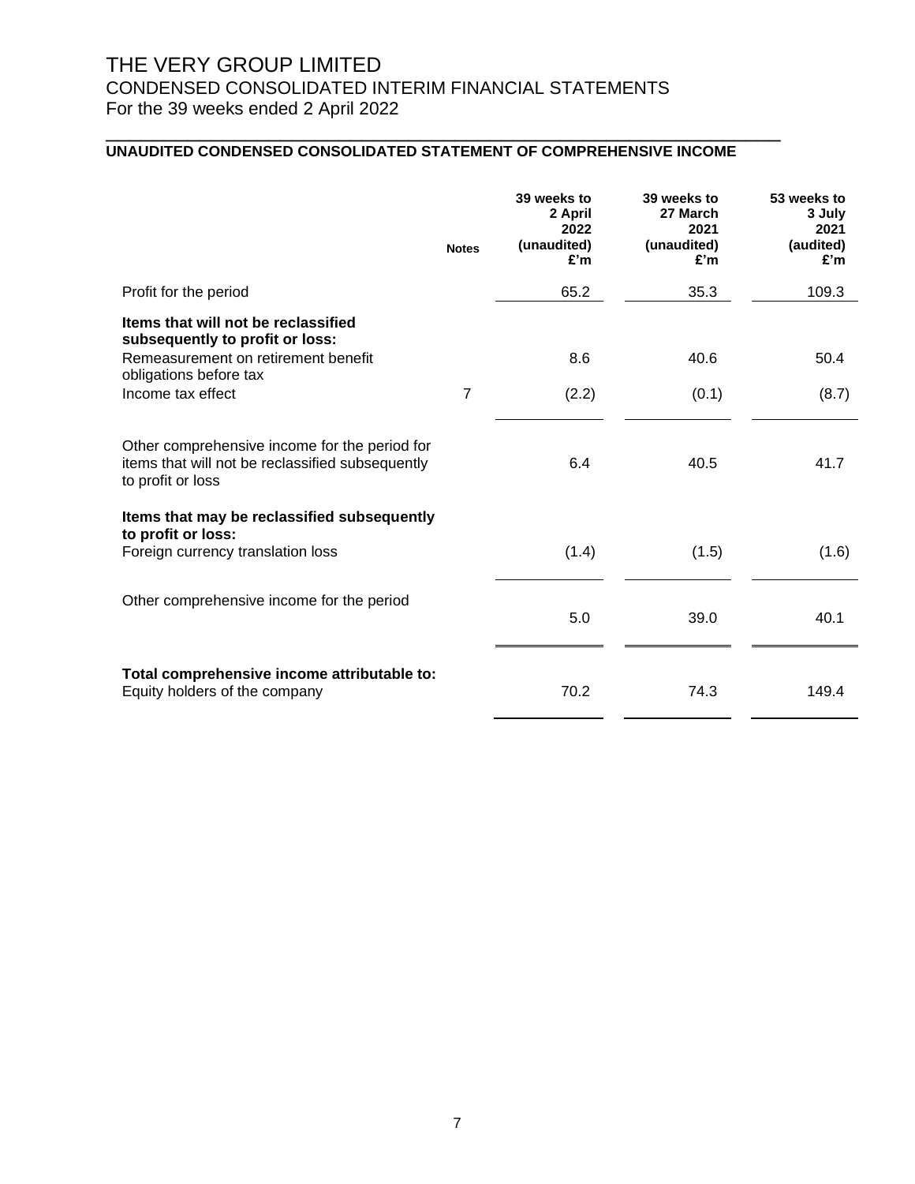# THE VERY GROUP LIMITED

## CONDENSED CONSOLIDATED INTERIM FINANCIAL STATEMENTS

For the 39 weeks ended 2 April 2022

### UNAUDITED CONDENSED CONSOLIDATED STATEMENT OF COMPREHENSIVE INCOME

| | Notes | 39 weeks to 2 April 2022 (unaudited) £'m | 39 weeks to 27 March 2021 (unaudited) £'m | 53 weeks to 3 July 2021 (audited) £'m |
|---|---|---|---|---|
| Profit for the period | | 65.2 | 35.3 | 109.3 |
| **Items that will not be reclassified subsequently to profit or loss:** | | | | |
| Remeasurement on retirement benefit obligations before tax | | 8.6 | 40.6 | 50.4 |
| Income tax effect | 7 | (2.2) | (0.1) | (8.7) |
| Other comprehensive income for the period for items that will not be reclassified subsequently to profit or loss | | 6.4 | 40.5 | 41.7 |
| **Items that may be reclassified subsequently to profit or loss:** | | | | |
| Foreign currency translation loss | | (1.4) | (1.5) | (1.6) |
| Other comprehensive income for the period | | 5.0 | 39.0 | 40.1 |
| **Total comprehensive income attributable to:** | | | | |
| Equity holders of the company | | 70.2 | 74.3 | 149.4 |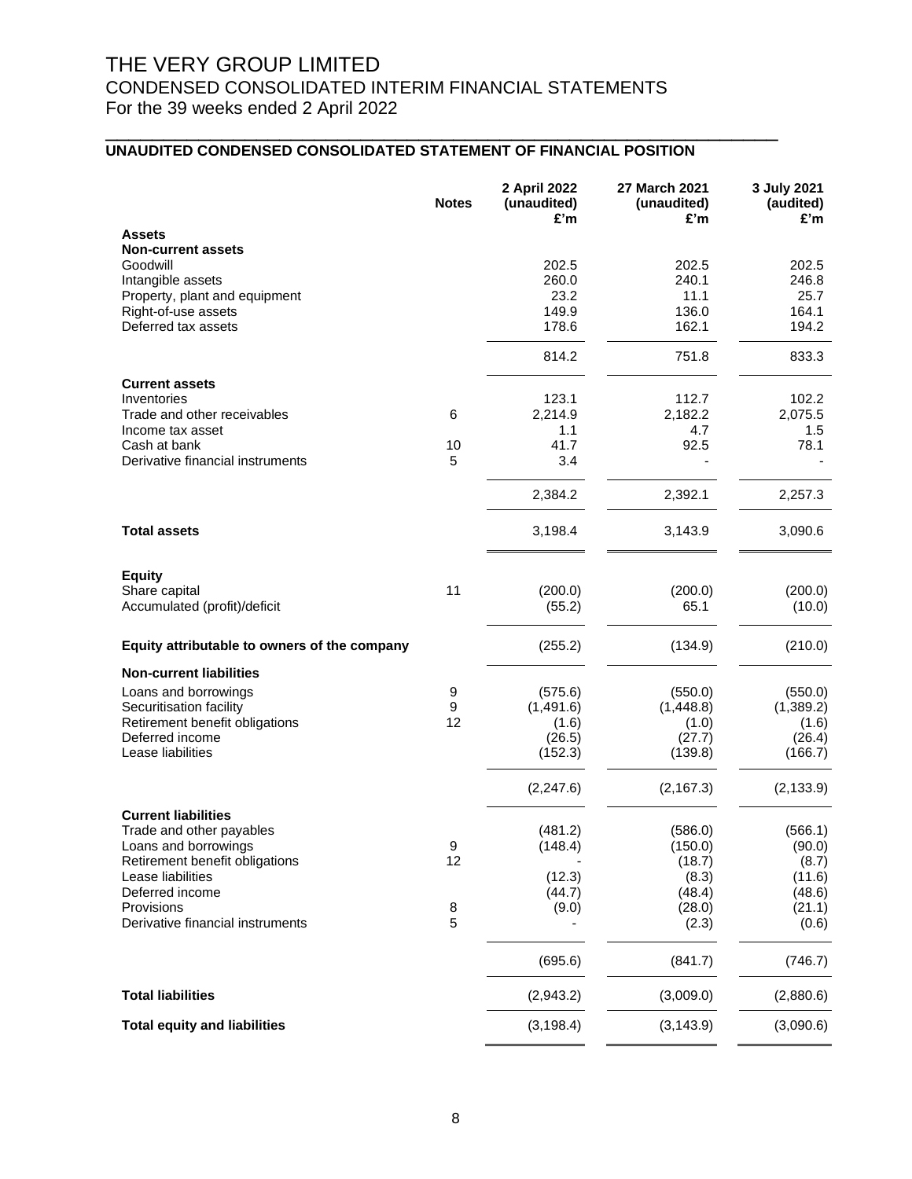# THE VERY GROUP LIMITED

## CONDENSED CONSOLIDATED INTERIM FINANCIAL STATEMENTS

For the 39 weeks ended 2 April 2022

### UNAUDITED CONDENSED CONSOLIDATED STATEMENT OF FINANCIAL POSITION

| | Notes | 2 April 2022 (unaudited) £'m | 27 March 2021 (unaudited) £'m | 3 July 2021 (audited) £'m |
|---|---|---|---|---|
| **Assets** | | | | |
| **Non-current assets** | | | | |
| Goodwill | | 202.5 | 202.5 | 202.5 |
| Intangible assets | | 260.0 | 240.1 | 246.8 |
| Property, plant and equipment | | 23.2 | 11.1 | 25.7 |
| Right-of-use assets | | 149.9 | 136.0 | 164.1 |
| Deferred tax assets | | 178.6 | 162.1 | 194.2 |
| | | 814.2 | 751.8 | 833.3 |
| **Current assets** | | | | |
| Inventories | | 123.1 | 112.7 | 102.2 |
| Trade and other receivables | 6 | 2,214.9 | 2,182.2 | 2,075.5 |
| Income tax asset | | 1.1 | 4.7 | 1.5 |
| Cash at bank | 10 | 41.7 | 92.5 | 78.1 |
| Derivative financial instruments | 5 | 3.4 | - | - |
| | | 2,384.2 | 2,392.1 | 2,257.3 |
| **Total assets** | | 3,198.4 | 3,143.9 | 3,090.6 |
| **Equity** | | | | |
| Share capital | 11 | (200.0) | (200.0) | (200.0) |
| Accumulated (profit)/deficit | | (55.2) | 65.1 | (10.0) |
| **Equity attributable to owners of the company** | | (255.2) | (134.9) | (210.0) |
| **Non-current liabilities** | | | | |
| Loans and borrowings | 9 | (575.6) | (550.0) | (550.0) |
| Securitisation facility | 9 | (1,491.6) | (1,448.8) | (1,389.2) |
| Retirement benefit obligations | 12 | (1.6) | (1.0) | (1.6) |
| Deferred income | | (26.5) | (27.7) | (26.4) |
| Lease liabilities | | (152.3) | (139.8) | (166.7) |
| | | (2,247.6) | (2,167.3) | (2,133.9) |
| **Current liabilities** | | | | |
| Trade and other payables | | (481.2) | (586.0) | (566.1) |
| Loans and borrowings | 9 | (148.4) | (150.0) | (90.0) |
| Retirement benefit obligations | 12 | - | (18.7) | (8.7) |
| Lease liabilities | | (12.3) | (8.3) | (11.6) |
| Deferred income | | (44.7) | (48.4) | (48.6) |
| Provisions | 8 | (9.0) | (28.0) | (21.1) |
| Derivative financial instruments | 5 | - | (2.3) | (0.6) |
| | | (695.6) | (841.7) | (746.7) |
| **Total liabilities** | | (2,943.2) | (3,009.0) | (2,880.6) |
| **Total equity and liabilities** | | (3,198.4) | (3,143.9) | (3,090.6) |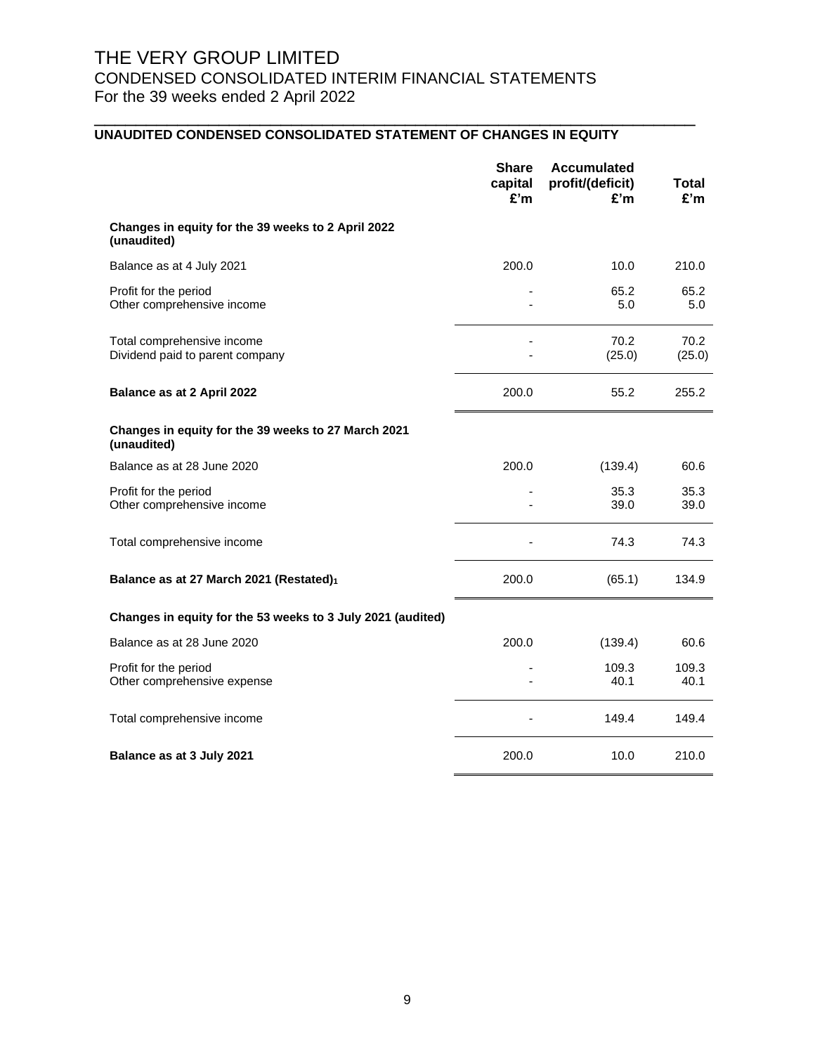# THE VERY GROUP LIMITED

## CONDENSED CONSOLIDATED INTERIM FINANCIAL STATEMENTS

For the 39 weeks ended 2 April 2022

### UNAUDITED CONDENSED CONSOLIDATED STATEMENT OF CHANGES IN EQUITY

| | Share capital £'m | Accumulated profit/(deficit) £'m | Total £'m |
|---|---|---|---|
| **Changes in equity for the 39 weeks to 2 April 2022 (unaudited)** | | | |
| Balance as at 4 July 2021 | 200.0 | 10.0 | 210.0 |
| Profit for the period | - | 65.2 | 65.2 |
| Other comprehensive income | - | 5.0 | 5.0 |
| Total comprehensive income | - | 70.2 | 70.2 |
| Dividend paid to parent company | - | (25.0) | (25.0) |
| **Balance as at 2 April 2022** | 200.0 | 55.2 | 255.2 |
| **Changes in equity for the 39 weeks to 27 March 2021 (unaudited)** | | | |
| Balance as at 28 June 2020 | 200.0 | (139.4) | 60.6 |
| Profit for the period | - | 35.3 | 35.3 |
| Other comprehensive income | - | 39.0 | 39.0 |
| Total comprehensive income | - | 74.3 | 74.3 |
| **Balance as at 27 March 2021 (Restated)[1]** | 200.0 | (65.1) | 134.9 |
| **Changes in equity for the 53 weeks to 3 July 2021 (audited)** | | | |
| Balance as at 28 June 2020 | 200.0 | (139.4) | 60.6 |
| Profit for the period | - | 109.3 | 109.3 |
| Other comprehensive expense | - | 40.1 | 40.1 |
| Total comprehensive income | - | 149.4 | 149.4 |
| **Balance as at 3 July 2021** | 200.0 | 10.0 | 210.0 |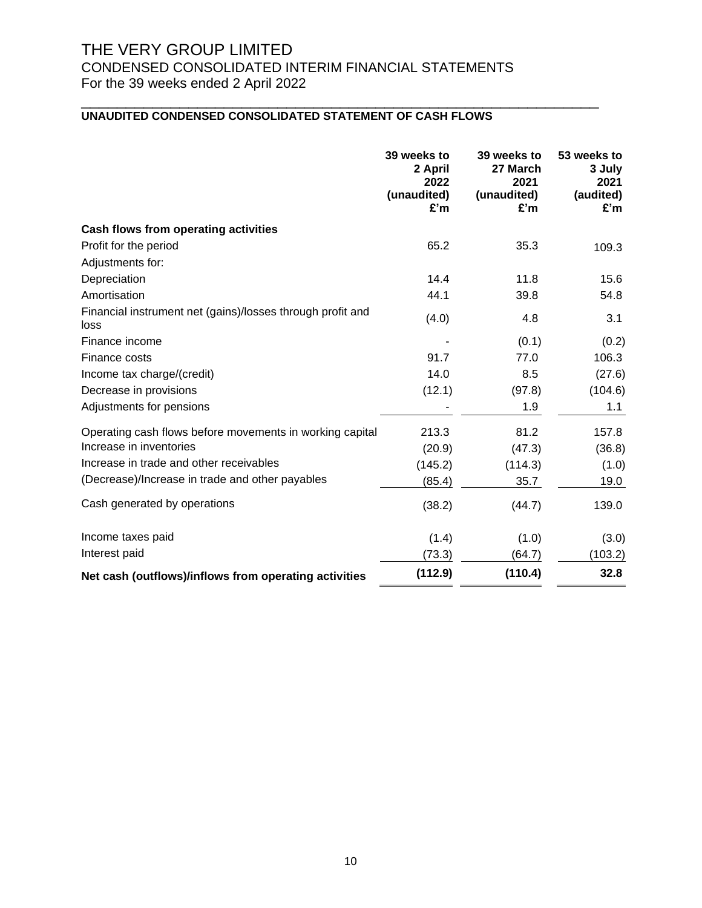# THE VERY GROUP LIMITED
## CONDENSED CONSOLIDATED INTERIM FINANCIAL STATEMENTS
For the 39 weeks ended 2 April 2022

### UNAUDITED CONDENSED CONSOLIDATED STATEMENT OF CASH FLOWS

| | 39 weeks to 2 April 2022 (unaudited) £'m | 39 weeks to 27 March 2021 (unaudited) £'m | 53 weeks to 3 July 2021 (audited) £'m |
|---|---|---|---|
| **Cash flows from operating activities** | | | |
| Profit for the period | 65.2 | 35.3 | 109.3 |
| Adjustments for: | | | |
| Depreciation | 14.4 | 11.8 | 15.6 |
| Amortisation | 44.1 | 39.8 | 54.8 |
| Financial instrument net (gains)/losses through profit and loss | (4.0) | 4.8 | 3.1 |
| Finance income | - | (0.1) | (0.2) |
| Finance costs | 91.7 | 77.0 | 106.3 |
| Income tax charge/(credit) | 14.0 | 8.5 | (27.6) |
| Decrease in provisions | (12.1) | (97.8) | (104.6) |
| Adjustments for pensions | - | 1.9 | 1.1 |
| Operating cash flows before movements in working capital | 213.3 | 81.2 | 157.8 |
| Increase in inventories | (20.9) | (47.3) | (36.8) |
| Increase in trade and other receivables | (145.2) | (114.3) | (1.0) |
| (Decrease)/Increase in trade and other payables | (85.4) | 35.7 | 19.0 |
| Cash generated by operations | (38.2) | (44.7) | 139.0 |
| Income taxes paid | (1.4) | (1.0) | (3.0) |
| Interest paid | (73.3) | (64.7) | (103.2) |
| **Net cash (outflows)/inflows from operating activities** | **(112.9)** | **(110.4)** | **32.8** |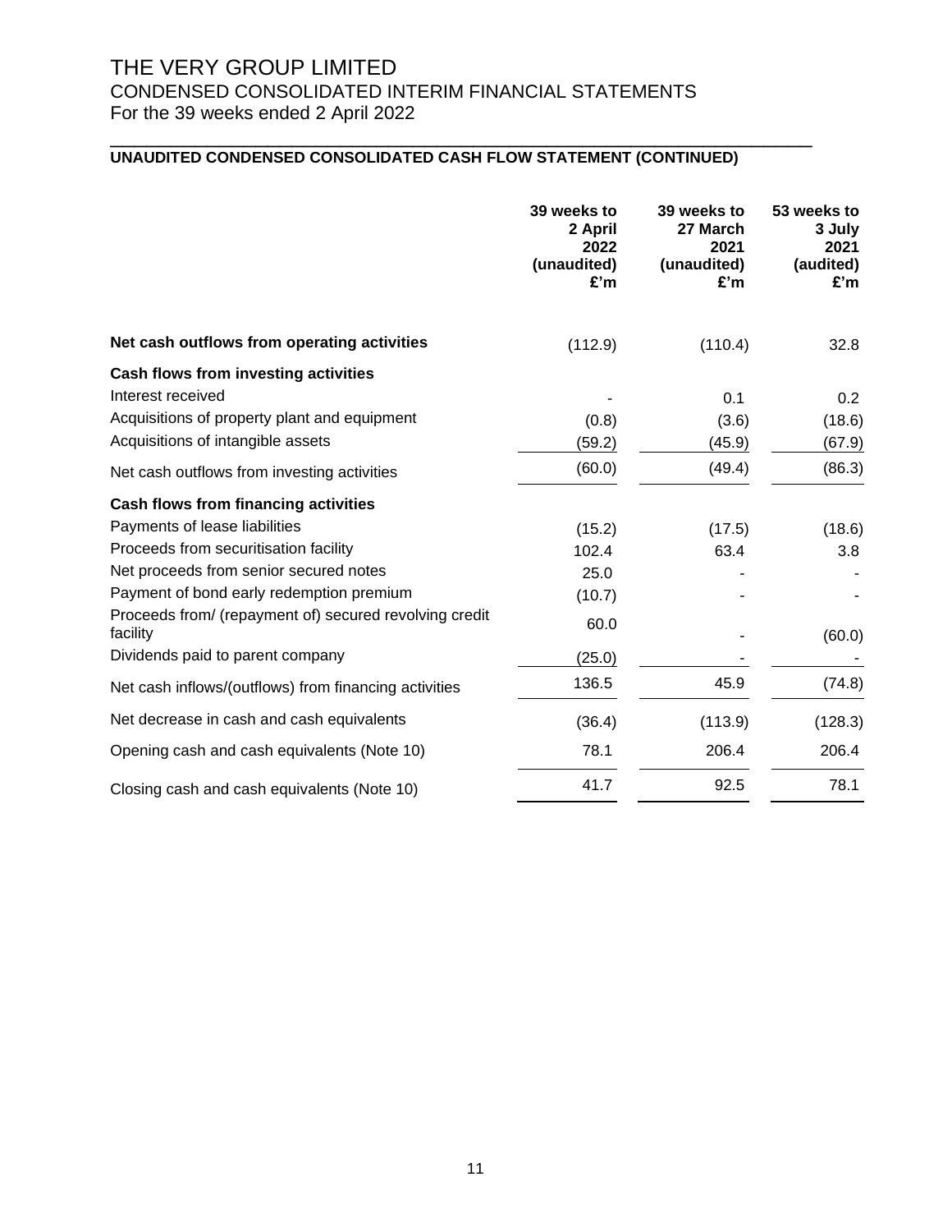# THE VERY GROUP LIMITED
## CONDENSED CONSOLIDATED INTERIM FINANCIAL STATEMENTS
For the 39 weeks ended 2 April 2022

### UNAUDITED CONDENSED CONSOLIDATED CASH FLOW STATEMENT (CONTINUED)

| | 39 weeks to 2 April 2022 (unaudited) £'m | 39 weeks to 27 March 2021 (unaudited) £'m | 53 weeks to 3 July 2021 (audited) £'m |
|---|---|---|---|
| **Net cash outflows from operating activities** | (112.9) | (110.4) | 32.8 |
| **Cash flows from investing activities** | | | |
| Interest received | - | 0.1 | 0.2 |
| Acquisitions of property plant and equipment | (0.8) | (3.6) | (18.6) |
| Acquisitions of intangible assets | (59.2) | (45.9) | (67.9) |
| Net cash outflows from investing activities | (60.0) | (49.4) | (86.3) |
| **Cash flows from financing activities** | | | |
| Payments of lease liabilities | (15.2) | (17.5) | (18.6) |
| Proceeds from securitisation facility | 102.4 | 63.4 | 3.8 |
| Net proceeds from senior secured notes | 25.0 | - | - |
| Payment of bond early redemption premium | (10.7) | - | - |
| Proceeds from/ (repayment of) secured revolving credit facility | 60.0 | - | (60.0) |
| Dividends paid to parent company | (25.0) | - | - |
| Net cash inflows/(outflows) from financing activities | 136.5 | 45.9 | (74.8) |
| Net decrease in cash and cash equivalents | (36.4) | (113.9) | (128.3) |
| Opening cash and cash equivalents (Note 10) | 78.1 | 206.4 | 206.4 |
| Closing cash and cash equivalents (Note 10) | 41.7 | 92.5 | 78.1 |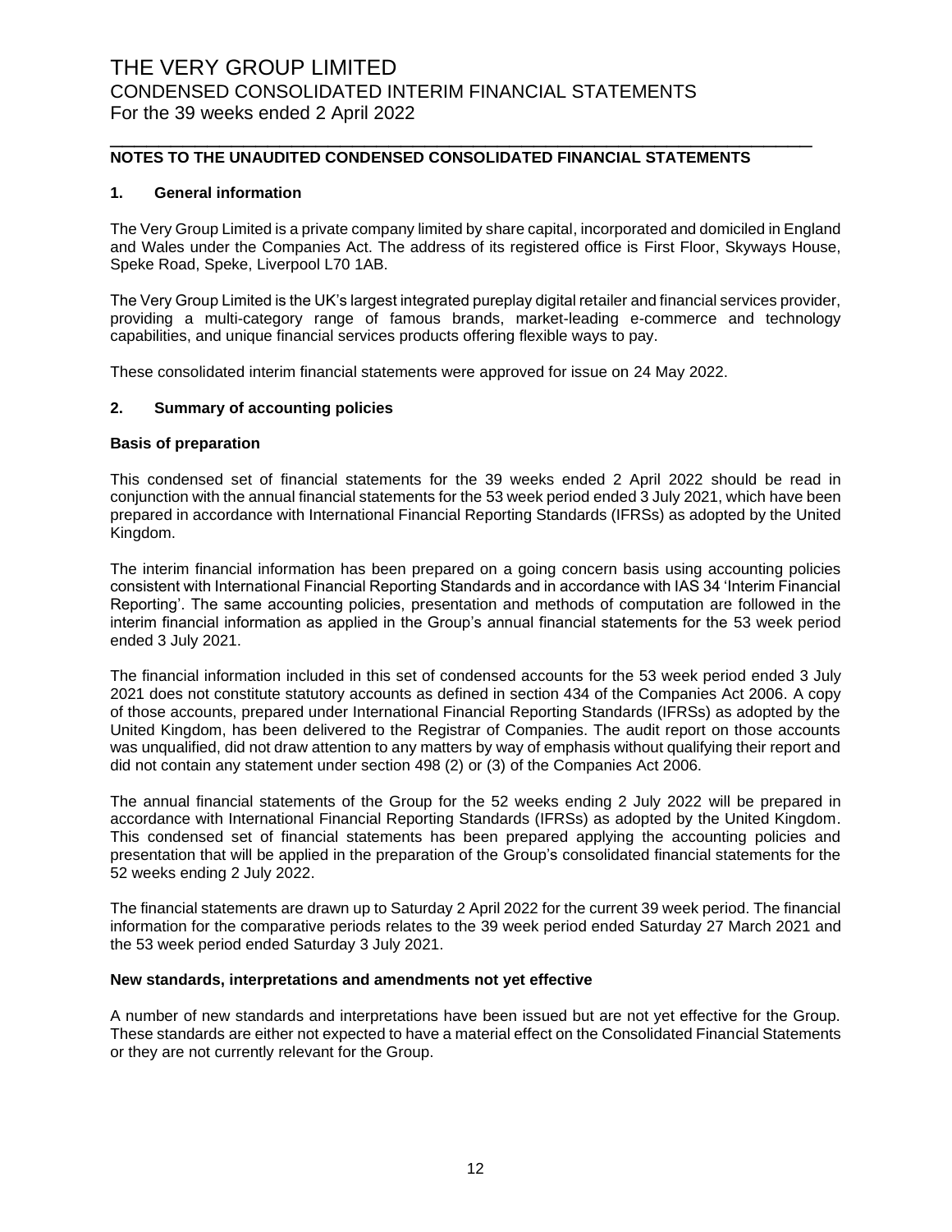## NOTES TO THE UNAUDITED CONDENSED CONSOLIDATED FINANCIAL STATEMENTS

### 1. General information

The Very Group Limited is a private company limited by share capital, incorporated and domiciled in England and Wales under the Companies Act. The address of its registered office is First Floor, Skyways House, Speke Road, Speke, Liverpool L70 1AB.

The Very Group Limited is the UK's largest integrated pureplay digital retailer and financial services provider, providing a multi-category range of famous brands, market-leading e-commerce and technology capabilities, and unique financial services products offering flexible ways to pay.

These consolidated interim financial statements were approved for issue on 24 May 2022.

### 2. Summary of accounting policies

**Basis of preparation**

This condensed set of financial statements for the 39 weeks ended 2 April 2022 should be read in conjunction with the annual financial statements for the 53 week period ended 3 July 2021, which have been prepared in accordance with International Financial Reporting Standards (IFRSs) as adopted by the United Kingdom.

The interim financial information has been prepared on a going concern basis using accounting policies consistent with International Financial Reporting Standards and in accordance with IAS 34 'Interim Financial Reporting'. The same accounting policies, presentation and methods of computation are followed in the interim financial information as applied in the Group's annual financial statements for the 53 week period ended 3 July 2021.

The financial information included in this set of condensed accounts for the 53 week period ended 3 July 2021 does not constitute statutory accounts as defined in section 434 of the Companies Act 2006. A copy of those accounts, prepared under International Financial Reporting Standards (IFRSs) as adopted by the United Kingdom, has been delivered to the Registrar of Companies. The audit report on those accounts was unqualified, did not draw attention to any matters by way of emphasis without qualifying their report and did not contain any statement under section 498 (2) or (3) of the Companies Act 2006.

The annual financial statements of the Group for the 52 weeks ending 2 July 2022 will be prepared in accordance with International Financial Reporting Standards (IFRSs) as adopted by the United Kingdom. This condensed set of financial statements has been prepared applying the accounting policies and presentation that will be applied in the preparation of the Group's consolidated financial statements for the 52 weeks ending 2 July 2022.

The financial statements are drawn up to Saturday 2 April 2022 for the current 39 week period. The financial information for the comparative periods relates to the 39 week period ended Saturday 27 March 2021 and the 53 week period ended Saturday 3 July 2021.

**New standards, interpretations and amendments not yet effective**

A number of new standards and interpretations have been issued but are not yet effective for the Group. These standards are either not expected to have a material effect on the Consolidated Financial Statements or they are not currently relevant for the Group.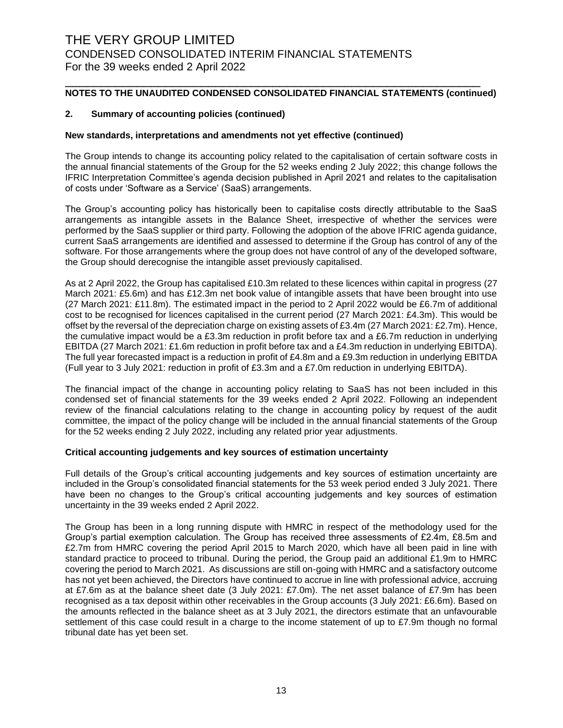## NOTES TO THE UNAUDITED CONDENSED CONSOLIDATED FINANCIAL STATEMENTS (continued)

### 2. Summary of accounting policies (continued)

**New standards, interpretations and amendments not yet effective (continued)**

The Group intends to change its accounting policy related to the capitalisation of certain software costs in the annual financial statements of the Group for the 52 weeks ending 2 July 2022; this change follows the IFRIC Interpretation Committee's agenda decision published in April 2021 and relates to the capitalisation of costs under 'Software as a Service' (SaaS) arrangements.

The Group's accounting policy has historically been to capitalise costs directly attributable to the SaaS arrangements as intangible assets in the Balance Sheet, irrespective of whether the services were performed by the SaaS supplier or third party. Following the adoption of the above IFRIC agenda guidance, current SaaS arrangements are identified and assessed to determine if the Group has control of any of the software. For those arrangements where the group does not have control of any of the developed software, the Group should derecognise the intangible asset previously capitalised.

As at 2 April 2022, the Group has capitalised £10.3m related to these licences within capital in progress (27 March 2021: £5.6m) and has £12.3m net book value of intangible assets that have been brought into use (27 March 2021: £11.8m). The estimated impact in the period to 2 April 2022 would be £6.7m of additional cost to be recognised for licences capitalised in the current period (27 March 2021: £4.3m). This would be offset by the reversal of the depreciation charge on existing assets of £3.4m (27 March 2021: £2.7m). Hence, the cumulative impact would be a £3.3m reduction in profit before tax and a £6.7m reduction in underlying EBITDA (27 March 2021: £1.6m reduction in profit before tax and a £4.3m reduction in underlying EBITDA). The full year forecasted impact is a reduction in profit of £4.8m and a £9.3m reduction in underlying EBITDA (Full year to 3 July 2021: reduction in profit of £3.3m and a £7.0m reduction in underlying EBITDA).

The financial impact of the change in accounting policy relating to SaaS has not been included in this condensed set of financial statements for the 39 weeks ended 2 April 2022. Following an independent review of the financial calculations relating to the change in accounting policy by request of the audit committee, the impact of the policy change will be included in the annual financial statements of the Group for the 52 weeks ending 2 July 2022, including any related prior year adjustments.

**Critical accounting judgements and key sources of estimation uncertainty**

Full details of the Group's critical accounting judgements and key sources of estimation uncertainty are included in the Group's consolidated financial statements for the 53 week period ended 3 July 2021. There have been no changes to the Group's critical accounting judgements and key sources of estimation uncertainty in the 39 weeks ended 2 April 2022.

The Group has been in a long running dispute with HMRC in respect of the methodology used for the Group's partial exemption calculation. The Group has received three assessments of £2.4m, £8.5m and £2.7m from HMRC covering the period April 2015 to March 2020, which have all been paid in line with standard practice to proceed to tribunal. During the period, the Group paid an additional £1.9m to HMRC covering the period to March 2021. As discussions are still on-going with HMRC and a satisfactory outcome has not yet been achieved, the Directors have continued to accrue in line with professional advice, accruing at £7.6m as at the balance sheet date (3 July 2021: £7.0m). The net asset balance of £7.9m has been recognised as a tax deposit within other receivables in the Group accounts (3 July 2021: £6.6m). Based on the amounts reflected in the balance sheet as at 3 July 2021, the directors estimate that an unfavourable settlement of this case could result in a charge to the income statement of up to £7.9m though no formal tribunal date has yet been set.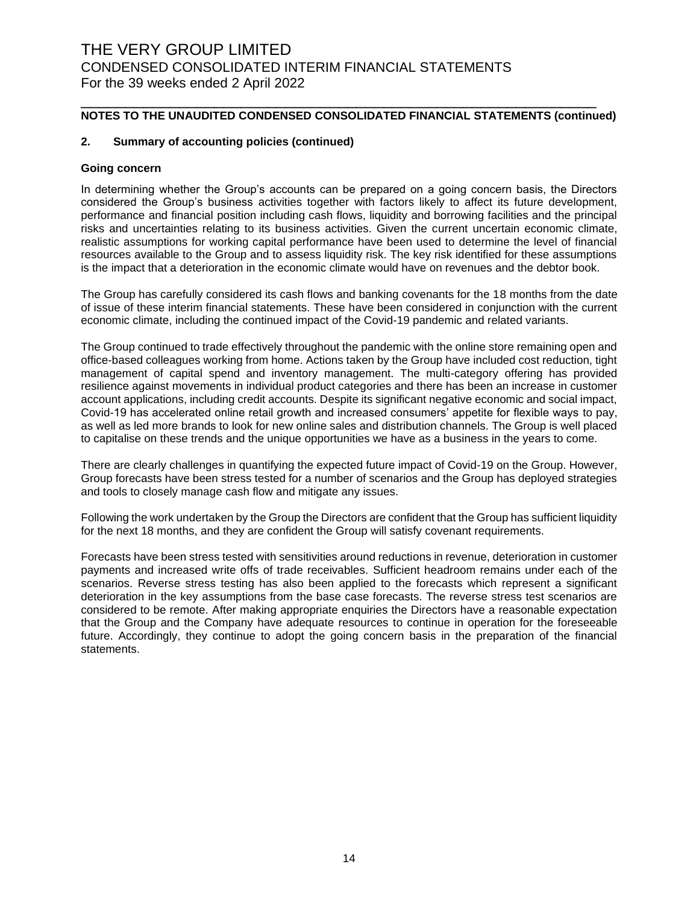## NOTES TO THE UNAUDITED CONDENSED CONSOLIDATED FINANCIAL STATEMENTS (continued)

### 2. Summary of accounting policies (continued)

**Going concern**

In determining whether the Group's accounts can be prepared on a going concern basis, the Directors considered the Group's business activities together with factors likely to affect its future development, performance and financial position including cash flows, liquidity and borrowing facilities and the principal risks and uncertainties relating to its business activities. Given the current uncertain economic climate, realistic assumptions for working capital performance have been used to determine the level of financial resources available to the Group and to assess liquidity risk. The key risk identified for these assumptions is the impact that a deterioration in the economic climate would have on revenues and the debtor book.

The Group has carefully considered its cash flows and banking covenants for the 18 months from the date of issue of these interim financial statements. These have been considered in conjunction with the current economic climate, including the continued impact of the Covid-19 pandemic and related variants.

The Group continued to trade effectively throughout the pandemic with the online store remaining open and office-based colleagues working from home. Actions taken by the Group have included cost reduction, tight management of capital spend and inventory management. The multi-category offering has provided resilience against movements in individual product categories and there has been an increase in customer account applications, including credit accounts. Despite its significant negative economic and social impact, Covid-19 has accelerated online retail growth and increased consumers' appetite for flexible ways to pay, as well as led more brands to look for new online sales and distribution channels. The Group is well placed to capitalise on these trends and the unique opportunities we have as a business in the years to come.

There are clearly challenges in quantifying the expected future impact of Covid-19 on the Group. However, Group forecasts have been stress tested for a number of scenarios and the Group has deployed strategies and tools to closely manage cash flow and mitigate any issues.

Following the work undertaken by the Group the Directors are confident that the Group has sufficient liquidity for the next 18 months, and they are confident the Group will satisfy covenant requirements.

Forecasts have been stress tested with sensitivities around reductions in revenue, deterioration in customer payments and increased write offs of trade receivables. Sufficient headroom remains under each of the scenarios. Reverse stress testing has also been applied to the forecasts which represent a significant deterioration in the key assumptions from the base case forecasts. The reverse stress test scenarios are considered to be remote. After making appropriate enquiries the Directors have a reasonable expectation that the Group and the Company have adequate resources to continue in operation for the foreseeable future. Accordingly, they continue to adopt the going concern basis in the preparation of the financial statements.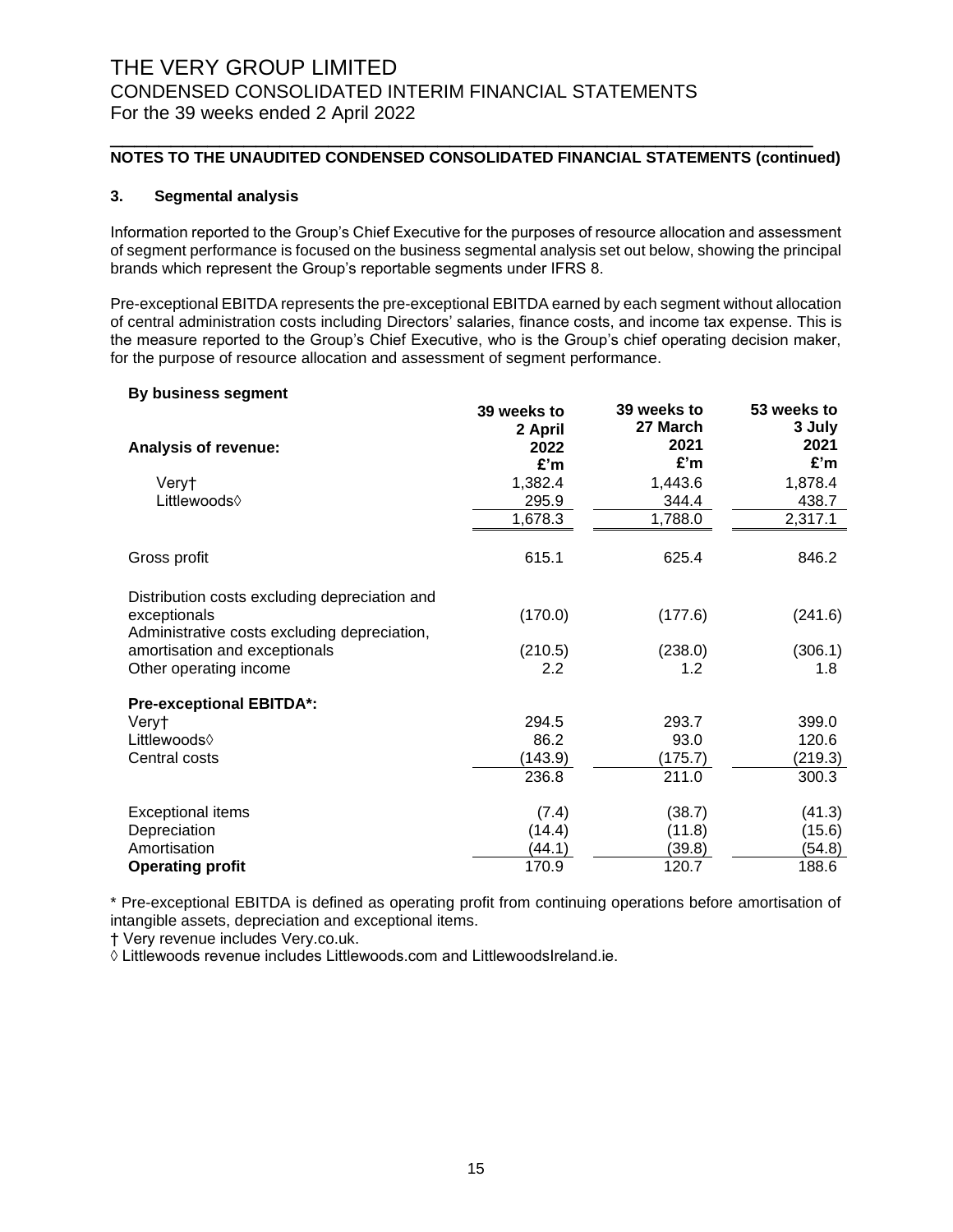# THE VERY GROUP LIMITED
## CONDENSED CONSOLIDATED INTERIM FINANCIAL STATEMENTS
For the 39 weeks ended 2 April 2022

**NOTES TO THE UNAUDITED CONDENSED CONSOLIDATED FINANCIAL STATEMENTS (continued)**

### 3. Segmental analysis

Information reported to the Group's Chief Executive for the purposes of resource allocation and assessment of segment performance is focused on the business segmental analysis set out below, showing the principal brands which represent the Group's reportable segments under IFRS 8.

Pre-exceptional EBITDA represents the pre-exceptional EBITDA earned by each segment without allocation of central administration costs including Directors' salaries, finance costs, and income tax expense. This is the measure reported to the Group's Chief Executive, who is the Group's chief operating decision maker, for the purpose of resource allocation and assessment of segment performance.

**By business segment**

| Analysis of revenue: | 39 weeks to 2 April 2022 £'m | 39 weeks to 27 March 2021 £'m | 53 weeks to 3 July 2021 £'m |
|---|---|---|---|
| Very† | 1,382.4 | 1,443.6 | 1,878.4 |
| Littlewoods◊ | 295.9 | 344.4 | 438.7 |
| | 1,678.3 | 1,788.0 | 2,317.1 |
| Gross profit | 615.1 | 625.4 | 846.2 |
| Distribution costs excluding depreciation and exceptionals | (170.0) | (177.6) | (241.6) |
| Administrative costs excluding depreciation, amortisation and exceptionals | (210.5) | (238.0) | (306.1) |
| Other operating income | 2.2 | 1.2 | 1.8 |
| **Pre-exceptional EBITDA*:** | | | |
| Very† | 294.5 | 293.7 | 399.0 |
| Littlewoods◊ | 86.2 | 93.0 | 120.6 |
| Central costs | (143.9) | (175.7) | (219.3) |
| | 236.8 | 211.0 | 300.3 |
| Exceptional items | (7.4) | (38.7) | (41.3) |
| Depreciation | (14.4) | (11.8) | (15.6) |
| Amortisation | (44.1) | (39.8) | (54.8) |
| **Operating profit** | 170.9 | 120.7 | 188.6 |

* Pre-exceptional EBITDA is defined as operating profit from continuing operations before amortisation of intangible assets, depreciation and exceptional items.

† Very revenue includes Very.co.uk.

◊ Littlewoods revenue includes Littlewoods.com and LittlewoodsIreland.ie.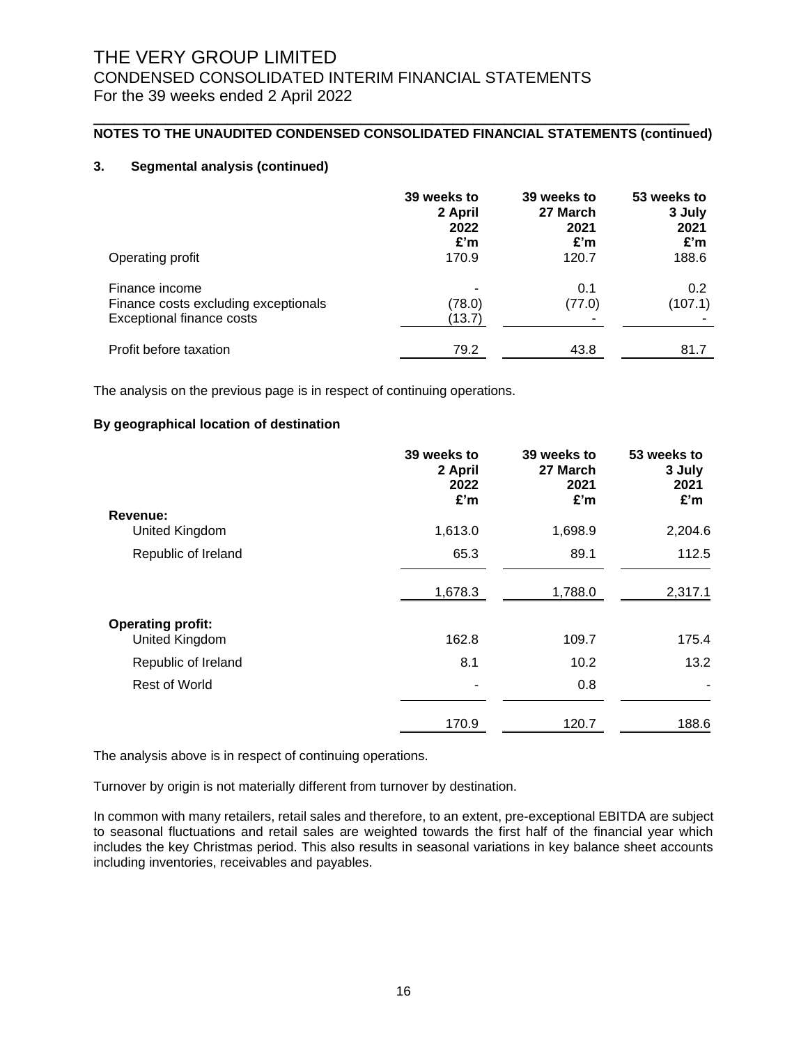# THE VERY GROUP LIMITED
## CONDENSED CONSOLIDATED INTERIM FINANCIAL STATEMENTS
For the 39 weeks ended 2 April 2022

**NOTES TO THE UNAUDITED CONDENSED CONSOLIDATED FINANCIAL STATEMENTS (continued)**

### 3. Segmental analysis (continued)

| | 39 weeks to 2 April 2022 £'m | 39 weeks to 27 March 2021 £'m | 53 weeks to 3 July 2021 £'m |
|---|---|---|---|
| Operating profit | 170.9 | 120.7 | 188.6 |
| Finance income | - | 0.1 | 0.2 |
| Finance costs excluding exceptionals | (78.0) | (77.0) | (107.1) |
| Exceptional finance costs | (13.7) | - | - |
| Profit before taxation | 79.2 | 43.8 | 81.7 |

The analysis on the previous page is in respect of continuing operations.

**By geographical location of destination**

| | 39 weeks to 2 April 2022 £'m | 39 weeks to 27 March 2021 £'m | 53 weeks to 3 July 2021 £'m |
|---|---|---|---|
| **Revenue:** | | | |
| United Kingdom | 1,613.0 | 1,698.9 | 2,204.6 |
| Republic of Ireland | 65.3 | 89.1 | 112.5 |
| | 1,678.3 | 1,788.0 | 2,317.1 |
| **Operating profit:** | | | |
| United Kingdom | 162.8 | 109.7 | 175.4 |
| Republic of Ireland | 8.1 | 10.2 | 13.2 |
| Rest of World | - | 0.8 | - |
| | 170.9 | 120.7 | 188.6 |

The analysis above is in respect of continuing operations.

Turnover by origin is not materially different from turnover by destination.

In common with many retailers, retail sales and therefore, to an extent, pre-exceptional EBITDA are subject to seasonal fluctuations and retail sales are weighted towards the first half of the financial year which includes the key Christmas period. This also results in seasonal variations in key balance sheet accounts including inventories, receivables and payables.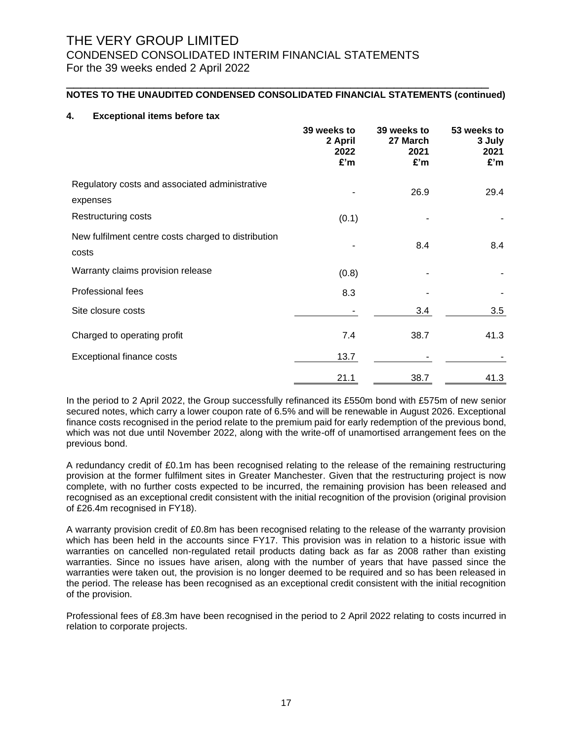# THE VERY GROUP LIMITED

## CONDENSED CONSOLIDATED INTERIM FINANCIAL STATEMENTS

For the 39 weeks ended 2 April 2022

**NOTES TO THE UNAUDITED CONDENSED CONSOLIDATED FINANCIAL STATEMENTS (continued)**

### 4. Exceptional items before tax

| | 39 weeks to 2 April 2022 £'m | 39 weeks to 27 March 2021 £'m | 53 weeks to 3 July 2021 £'m |
|---|---|---|---|
| Regulatory costs and associated administrative expenses | - | 26.9 | 29.4 |
| Restructuring costs | (0.1) | - | - |
| New fulfilment centre costs charged to distribution costs | - | 8.4 | 8.4 |
| Warranty claims provision release | (0.8) | - | - |
| Professional fees | 8.3 | - | - |
| Site closure costs | - | 3.4 | 3.5 |
| Charged to operating profit | 7.4 | 38.7 | 41.3 |
| Exceptional finance costs | 13.7 | - | - |
| | 21.1 | 38.7 | 41.3 |

In the period to 2 April 2022, the Group successfully refinanced its £550m bond with £575m of new senior secured notes, which carry a lower coupon rate of 6.5% and will be renewable in August 2026. Exceptional finance costs recognised in the period relate to the premium paid for early redemption of the previous bond, which was not due until November 2022, along with the write-off of unamortised arrangement fees on the previous bond.

A redundancy credit of £0.1m has been recognised relating to the release of the remaining restructuring provision at the former fulfilment sites in Greater Manchester. Given that the restructuring project is now complete, with no further costs expected to be incurred, the remaining provision has been released and recognised as an exceptional credit consistent with the initial recognition of the provision (original provision of £26.4m recognised in FY18).

A warranty provision credit of £0.8m has been recognised relating to the release of the warranty provision which has been held in the accounts since FY17. This provision was in relation to a historic issue with warranties on cancelled non-regulated retail products dating back as far as 2008 rather than existing warranties. Since no issues have arisen, along with the number of years that have passed since the warranties were taken out, the provision is no longer deemed to be required and so has been released in the period. The release has been recognised as an exceptional credit consistent with the initial recognition of the provision.

Professional fees of £8.3m have been recognised in the period to 2 April 2022 relating to costs incurred in relation to corporate projects.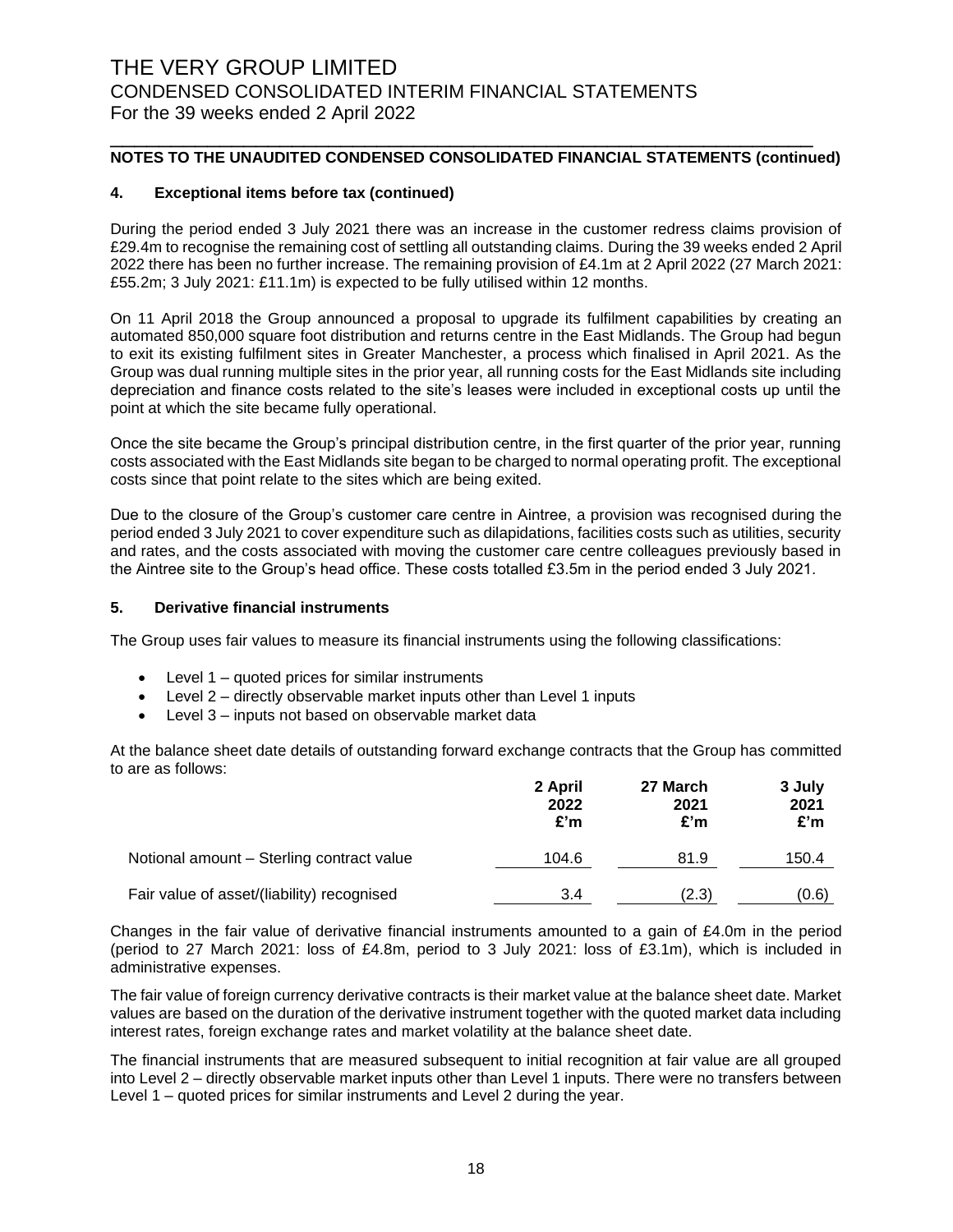# THE VERY GROUP LIMITED
## CONDENSED CONSOLIDATED INTERIM FINANCIAL STATEMENTS
For the 39 weeks ended 2 April 2022

**NOTES TO THE UNAUDITED CONDENSED CONSOLIDATED FINANCIAL STATEMENTS (continued)**

### 4. Exceptional items before tax (continued)

During the period ended 3 July 2021 there was an increase in the customer redress claims provision of £29.4m to recognise the remaining cost of settling all outstanding claims. During the 39 weeks ended 2 April 2022 there has been no further increase. The remaining provision of £4.1m at 2 April 2022 (27 March 2021: £55.2m; 3 July 2021: £11.1m) is expected to be fully utilised within 12 months.

On 11 April 2018 the Group announced a proposal to upgrade its fulfilment capabilities by creating an automated 850,000 square foot distribution and returns centre in the East Midlands. The Group had begun to exit its existing fulfilment sites in Greater Manchester, a process which finalised in April 2021. As the Group was dual running multiple sites in the prior year, all running costs for the East Midlands site including depreciation and finance costs related to the site's leases were included in exceptional costs up until the point at which the site became fully operational.

Once the site became the Group's principal distribution centre, in the first quarter of the prior year, running costs associated with the East Midlands site began to be charged to normal operating profit. The exceptional costs since that point relate to the sites which are being exited.

Due to the closure of the Group's customer care centre in Aintree, a provision was recognised during the period ended 3 July 2021 to cover expenditure such as dilapidations, facilities costs such as utilities, security and rates, and the costs associated with moving the customer care centre colleagues previously based in the Aintree site to the Group's head office. These costs totalled £3.5m in the period ended 3 July 2021.

### 5. Derivative financial instruments

The Group uses fair values to measure its financial instruments using the following classifications:

- Level 1 – quoted prices for similar instruments
- Level 2 – directly observable market inputs other than Level 1 inputs
- Level 3 – inputs not based on observable market data

At the balance sheet date details of outstanding forward exchange contracts that the Group has committed to are as follows:

| | 2 April 2022 £'m | 27 March 2021 £'m | 3 July 2021 £'m |
|---|---|---|---|
| Notional amount – Sterling contract value | 104.6 | 81.9 | 150.4 |
| Fair value of asset/(liability) recognised | 3.4 | (2.3) | (0.6) |

Changes in the fair value of derivative financial instruments amounted to a gain of £4.0m in the period (period to 27 March 2021: loss of £4.8m, period to 3 July 2021: loss of £3.1m), which is included in administrative expenses.

The fair value of foreign currency derivative contracts is their market value at the balance sheet date. Market values are based on the duration of the derivative instrument together with the quoted market data including interest rates, foreign exchange rates and market volatility at the balance sheet date.

The financial instruments that are measured subsequent to initial recognition at fair value are all grouped into Level 2 – directly observable market inputs other than Level 1 inputs. There were no transfers between Level 1 – quoted prices for similar instruments and Level 2 during the year.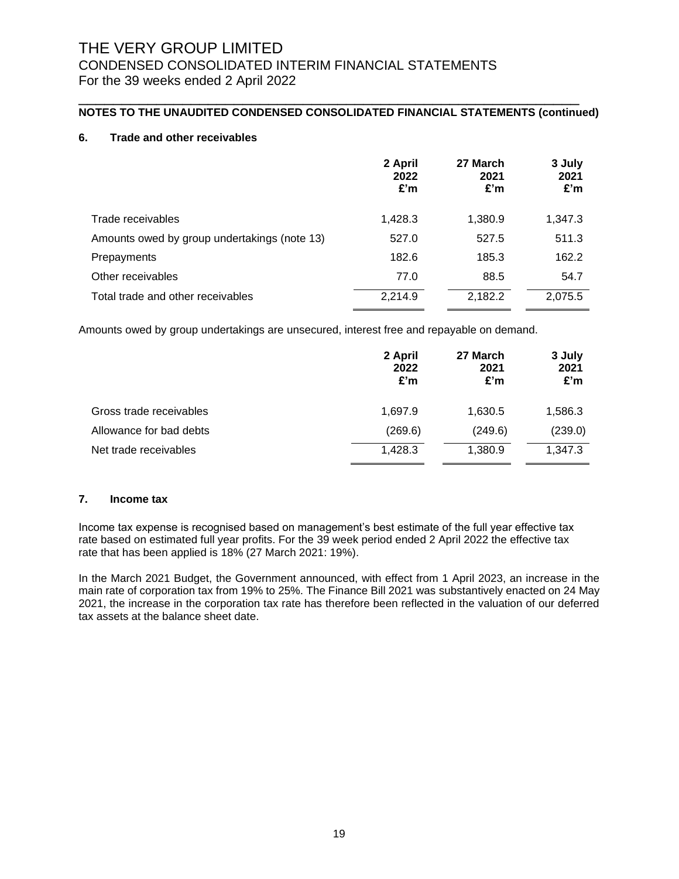**NOTES TO THE UNAUDITED CONDENSED CONSOLIDATED FINANCIAL STATEMENTS (continued)**

## 6. Trade and other receivables

| | 2 April 2022 £'m | 27 March 2021 £'m | 3 July 2021 £'m |
|---|---|---|---|
| Trade receivables | 1,428.3 | 1,380.9 | 1,347.3 |
| Amounts owed by group undertakings (note 13) | 527.0 | 527.5 | 511.3 |
| Prepayments | 182.6 | 185.3 | 162.2 |
| Other receivables | 77.0 | 88.5 | 54.7 |
| Total trade and other receivables | 2,214.9 | 2,182.2 | 2,075.5 |

Amounts owed by group undertakings are unsecured, interest free and repayable on demand.

| | 2 April 2022 £'m | 27 March 2021 £'m | 3 July 2021 £'m |
|---|---|---|---|
| Gross trade receivables | 1,697.9 | 1,630.5 | 1,586.3 |
| Allowance for bad debts | (269.6) | (249.6) | (239.0) |
| Net trade receivables | 1,428.3 | 1,380.9 | 1,347.3 |

## 7. Income tax

Income tax expense is recognised based on management's best estimate of the full year effective tax rate based on estimated full year profits. For the 39 week period ended 2 April 2022 the effective tax rate that has been applied is 18% (27 March 2021: 19%).

In the March 2021 Budget, the Government announced, with effect from 1 April 2023, an increase in the main rate of corporation tax from 19% to 25%. The Finance Bill 2021 was substantively enacted on 24 May 2021, the increase in the corporation tax rate has therefore been reflected in the valuation of our deferred tax assets at the balance sheet date.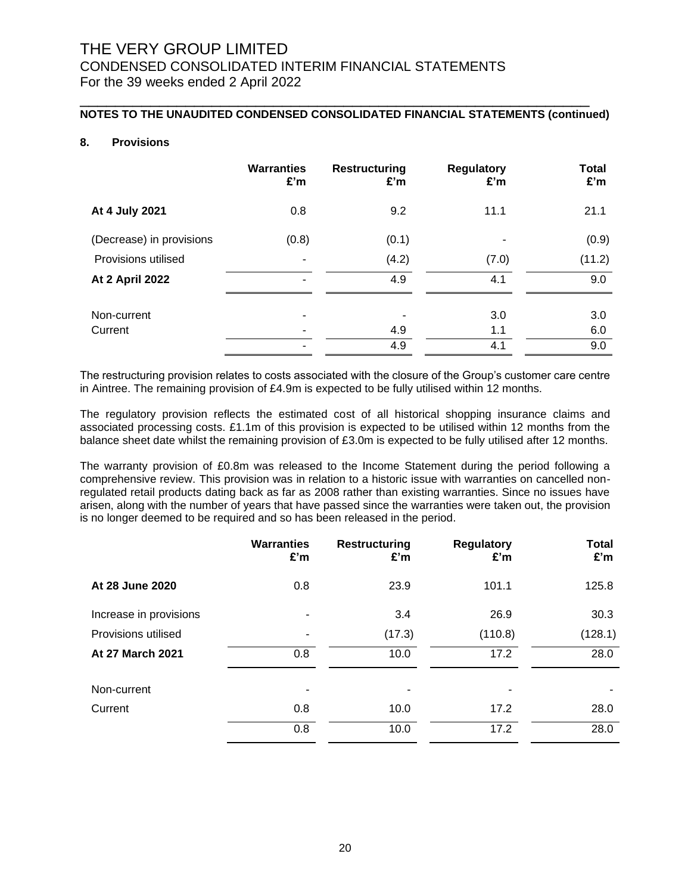THE VERY GROUP LIMITED
CONDENSED CONSOLIDATED INTERIM FINANCIAL STATEMENTS
For the 39 weeks ended 2 April 2022

**NOTES TO THE UNAUDITED CONDENSED CONSOLIDATED FINANCIAL STATEMENTS (continued)**

## 8. Provisions

| | Warranties £'m | Restructuring £'m | Regulatory £'m | Total £'m |
|---|---|---|---|---|
| **At 4 July 2021** | 0.8 | 9.2 | 11.1 | 21.1 |
| (Decrease) in provisions | (0.8) | (0.1) | - | (0.9) |
| Provisions utilised | - | (4.2) | (7.0) | (11.2) |
| **At 2 April 2022** | - | 4.9 | 4.1 | 9.0 |
| Non-current | - | - | 3.0 | 3.0 |
| Current | - | 4.9 | 1.1 | 6.0 |
| | - | 4.9 | 4.1 | 9.0 |

The restructuring provision relates to costs associated with the closure of the Group's customer care centre in Aintree. The remaining provision of £4.9m is expected to be fully utilised within 12 months.

The regulatory provision reflects the estimated cost of all historical shopping insurance claims and associated processing costs. £1.1m of this provision is expected to be utilised within 12 months from the balance sheet date whilst the remaining provision of £3.0m is expected to be fully utilised after 12 months.

The warranty provision of £0.8m was released to the Income Statement during the period following a comprehensive review. This provision was in relation to a historic issue with warranties on cancelled non-regulated retail products dating back as far as 2008 rather than existing warranties. Since no issues have arisen, along with the number of years that have passed since the warranties were taken out, the provision is no longer deemed to be required and so has been released in the period.

| | Warranties £'m | Restructuring £'m | Regulatory £'m | Total £'m |
|---|---|---|---|---|
| **At 28 June 2020** | 0.8 | 23.9 | 101.1 | 125.8 |
| Increase in provisions | - | 3.4 | 26.9 | 30.3 |
| Provisions utilised | - | (17.3) | (110.8) | (128.1) |
| **At 27 March 2021** | 0.8 | 10.0 | 17.2 | 28.0 |
| Non-current | - | - | - | - |
| Current | 0.8 | 10.0 | 17.2 | 28.0 |
| | 0.8 | 10.0 | 17.2 | 28.0 |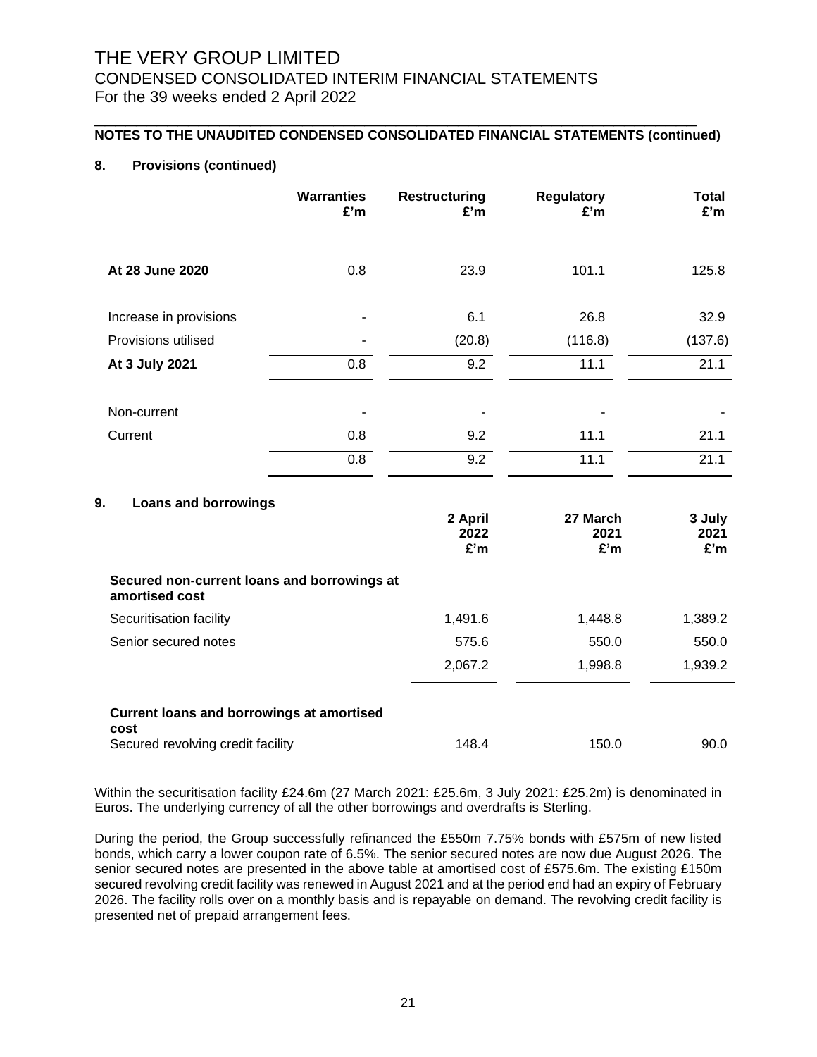## NOTES TO THE UNAUDITED CONDENSED CONSOLIDATED FINANCIAL STATEMENTS (continued)

### 8. Provisions (continued)

| | Warranties £'m | Restructuring £'m | Regulatory £'m | Total £'m |
|---|---|---|---|---|
| **At 28 June 2020** | 0.8 | 23.9 | 101.1 | 125.8 |
| Increase in provisions | - | 6.1 | 26.8 | 32.9 |
| Provisions utilised | - | (20.8) | (116.8) | (137.6) |
| **At 3 July 2021** | 0.8 | 9.2 | 11.1 | 21.1 |
| Non-current | - | - | - | - |
| Current | 0.8 | 9.2 | 11.1 | 21.1 |
| | 0.8 | 9.2 | 11.1 | 21.1 |

### 9. Loans and borrowings

| | 2 April 2022 £'m | 27 March 2021 £'m | 3 July 2021 £'m |
|---|---|---|---|
| **Secured non-current loans and borrowings at amortised cost** | | | |
| Securitisation facility | 1,491.6 | 1,448.8 | 1,389.2 |
| Senior secured notes | 575.6 | 550.0 | 550.0 |
| | 2,067.2 | 1,998.8 | 1,939.2 |
| **Current loans and borrowings at amortised cost** | | | |
| Secured revolving credit facility | 148.4 | 150.0 | 90.0 |

Within the securitisation facility £24.6m (27 March 2021: £25.6m, 3 July 2021: £25.2m) is denominated in Euros. The underlying currency of all the other borrowings and overdrafts is Sterling.

During the period, the Group successfully refinanced the £550m 7.75% bonds with £575m of new listed bonds, which carry a lower coupon rate of 6.5%. The senior secured notes are now due August 2026. The senior secured notes are presented in the above table at amortised cost of £575.6m. The existing £150m secured revolving credit facility was renewed in August 2021 and at the period end had an expiry of February 2026. The facility rolls over on a monthly basis and is repayable on demand. The revolving credit facility is presented net of prepaid arrangement fees.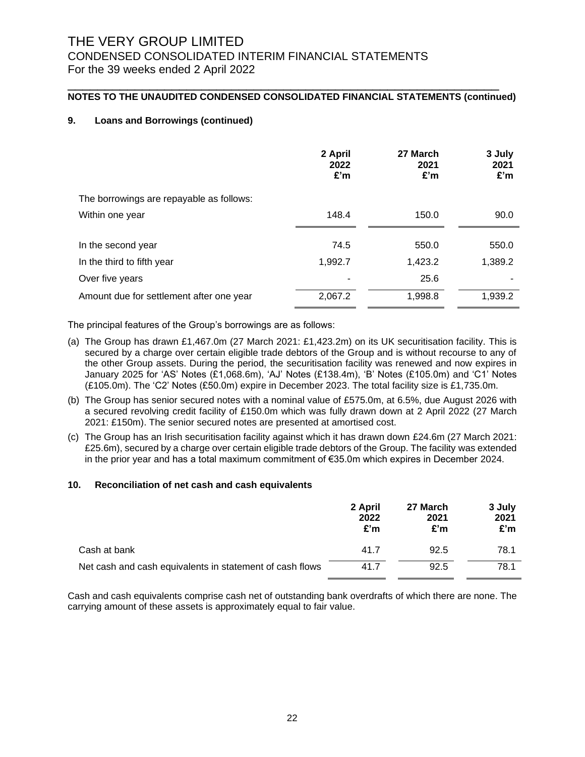# THE VERY GROUP LIMITED
## CONDENSED CONSOLIDATED INTERIM FINANCIAL STATEMENTS
For the 39 weeks ended 2 April 2022

**NOTES TO THE UNAUDITED CONDENSED CONSOLIDATED FINANCIAL STATEMENTS (continued)**

### 9. Loans and Borrowings (continued)

| | 2 April 2022 £'m | 27 March 2021 £'m | 3 July 2021 £'m |
|---|---|---|---|
| The borrowings are repayable as follows: | | | |
| Within one year | 148.4 | 150.0 | 90.0 |
| In the second year | 74.5 | 550.0 | 550.0 |
| In the third to fifth year | 1,992.7 | 1,423.2 | 1,389.2 |
| Over five years | - | 25.6 | - |
| Amount due for settlement after one year | 2,067.2 | 1,998.8 | 1,939.2 |

The principal features of the Group's borrowings are as follows:

(a) The Group has drawn £1,467.0m (27 March 2021: £1,423.2m) on its UK securitisation facility. This is secured by a charge over certain eligible trade debtors of the Group and is without recourse to any of the other Group assets. During the period, the securitisation facility was renewed and now expires in January 2025 for 'AS' Notes (£1,068.6m), 'AJ' Notes (£138.4m), 'B' Notes (£105.0m) and 'C1' Notes (£105.0m). The 'C2' Notes (£50.0m) expire in December 2023. The total facility size is £1,735.0m.

(b) The Group has senior secured notes with a nominal value of £575.0m, at 6.5%, due August 2026 with a secured revolving credit facility of £150.0m which was fully drawn down at 2 April 2022 (27 March 2021: £150m). The senior secured notes are presented at amortised cost.

(c) The Group has an Irish securitisation facility against which it has drawn down £24.6m (27 March 2021: £25.6m), secured by a charge over certain eligible trade debtors of the Group. The facility was extended in the prior year and has a total maximum commitment of €35.0m which expires in December 2024.

### 10. Reconciliation of net cash and cash equivalents

| | 2 April 2022 £'m | 27 March 2021 £'m | 3 July 2021 £'m |
|---|---|---|---|
| Cash at bank | 41.7 | 92.5 | 78.1 |
| Net cash and cash equivalents in statement of cash flows | 41.7 | 92.5 | 78.1 |

Cash and cash equivalents comprise cash net of outstanding bank overdrafts of which there are none. The carrying amount of these assets is approximately equal to fair value.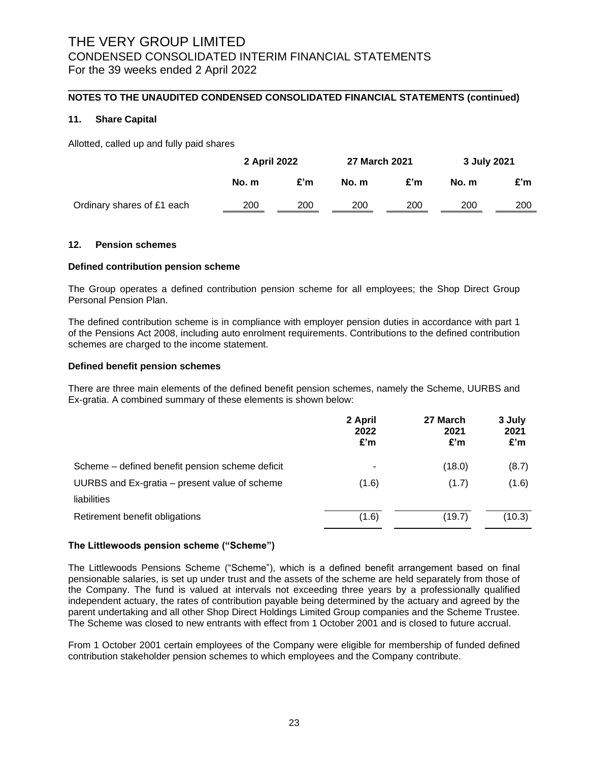## NOTES TO THE UNAUDITED CONDENSED CONSOLIDATED FINANCIAL STATEMENTS (continued)

### 11. Share Capital

Allotted, called up and fully paid shares

| | 2 April 2022 | | 27 March 2021 | | 3 July 2021 | |
|---|---|---|---|---|---|---|
| | No. m | £'m | No. m | £'m | No. m | £'m |
| Ordinary shares of £1 each | 200 | 200 | 200 | 200 | 200 | 200 |

### 12. Pension schemes

**Defined contribution pension scheme**

The Group operates a defined contribution pension scheme for all employees; the Shop Direct Group Personal Pension Plan.

The defined contribution scheme is in compliance with employer pension duties in accordance with part 1 of the Pensions Act 2008, including auto enrolment requirements. Contributions to the defined contribution schemes are charged to the income statement.

**Defined benefit pension schemes**

There are three main elements of the defined benefit pension schemes, namely the Scheme, UURBS and Ex-gratia. A combined summary of these elements is shown below:

| | 2 April 2022 £'m | 27 March 2021 £'m | 3 July 2021 £'m |
|---|---|---|---|
| Scheme – defined benefit pension scheme deficit | - | (18.0) | (8.7) |
| UURBS and Ex-gratia – present value of scheme liabilities | (1.6) | (1.7) | (1.6) |
| Retirement benefit obligations | (1.6) | (19.7) | (10.3) |

**The Littlewoods pension scheme ("Scheme")**

The Littlewoods Pensions Scheme ("Scheme"), which is a defined benefit arrangement based on final pensionable salaries, is set up under trust and the assets of the scheme are held separately from those of the Company. The fund is valued at intervals not exceeding three years by a professionally qualified independent actuary, the rates of contribution payable being determined by the actuary and agreed by the parent undertaking and all other Shop Direct Holdings Limited Group companies and the Scheme Trustee. The Scheme was closed to new entrants with effect from 1 October 2001 and is closed to future accrual.

From 1 October 2001 certain employees of the Company were eligible for membership of funded defined contribution stakeholder pension schemes to which employees and the Company contribute.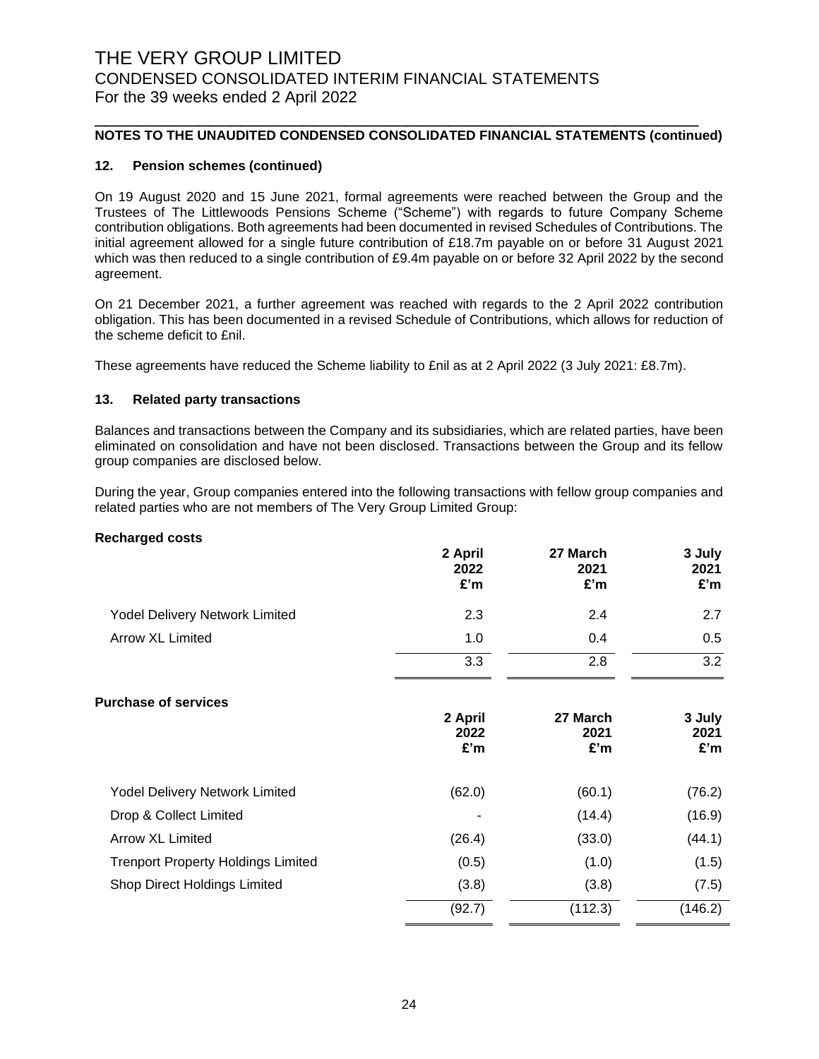## NOTES TO THE UNAUDITED CONDENSED CONSOLIDATED FINANCIAL STATEMENTS (continued)

### 12. Pension schemes (continued)

On 19 August 2020 and 15 June 2021, formal agreements were reached between the Group and the Trustees of The Littlewoods Pensions Scheme ("Scheme") with regards to future Company Scheme contribution obligations. Both agreements had been documented in revised Schedules of Contributions. The initial agreement allowed for a single future contribution of £18.7m payable on or before 31 August 2021 which was then reduced to a single contribution of £9.4m payable on or before 32 April 2022 by the second agreement.

On 21 December 2021, a further agreement was reached with regards to the 2 April 2022 contribution obligation. This has been documented in a revised Schedule of Contributions, which allows for reduction of the scheme deficit to £nil.

These agreements have reduced the Scheme liability to £nil as at 2 April 2022 (3 July 2021: £8.7m).

### 13. Related party transactions

Balances and transactions between the Company and its subsidiaries, which are related parties, have been eliminated on consolidation and have not been disclosed. Transactions between the Group and its fellow group companies are disclosed below.

During the year, Group companies entered into the following transactions with fellow group companies and related parties who are not members of The Very Group Limited Group:

**Recharged costs**

| | 2 April 2022 £'m | 27 March 2021 £'m | 3 July 2021 £'m |
|---|---|---|---|
| Yodel Delivery Network Limited | 2.3 | 2.4 | 2.7 |
| Arrow XL Limited | 1.0 | 0.4 | 0.5 |
| | 3.3 | 2.8 | 3.2 |

**Purchase of services**

| | 2 April 2022 £'m | 27 March 2021 £'m | 3 July 2021 £'m |
|---|---|---|---|
| Yodel Delivery Network Limited | (62.0) | (60.1) | (76.2) |
| Drop & Collect Limited | - | (14.4) | (16.9) |
| Arrow XL Limited | (26.4) | (33.0) | (44.1) |
| Trenport Property Holdings Limited | (0.5) | (1.0) | (1.5) |
| Shop Direct Holdings Limited | (3.8) | (3.8) | (7.5) |
| | (92.7) | (112.3) | (146.2) |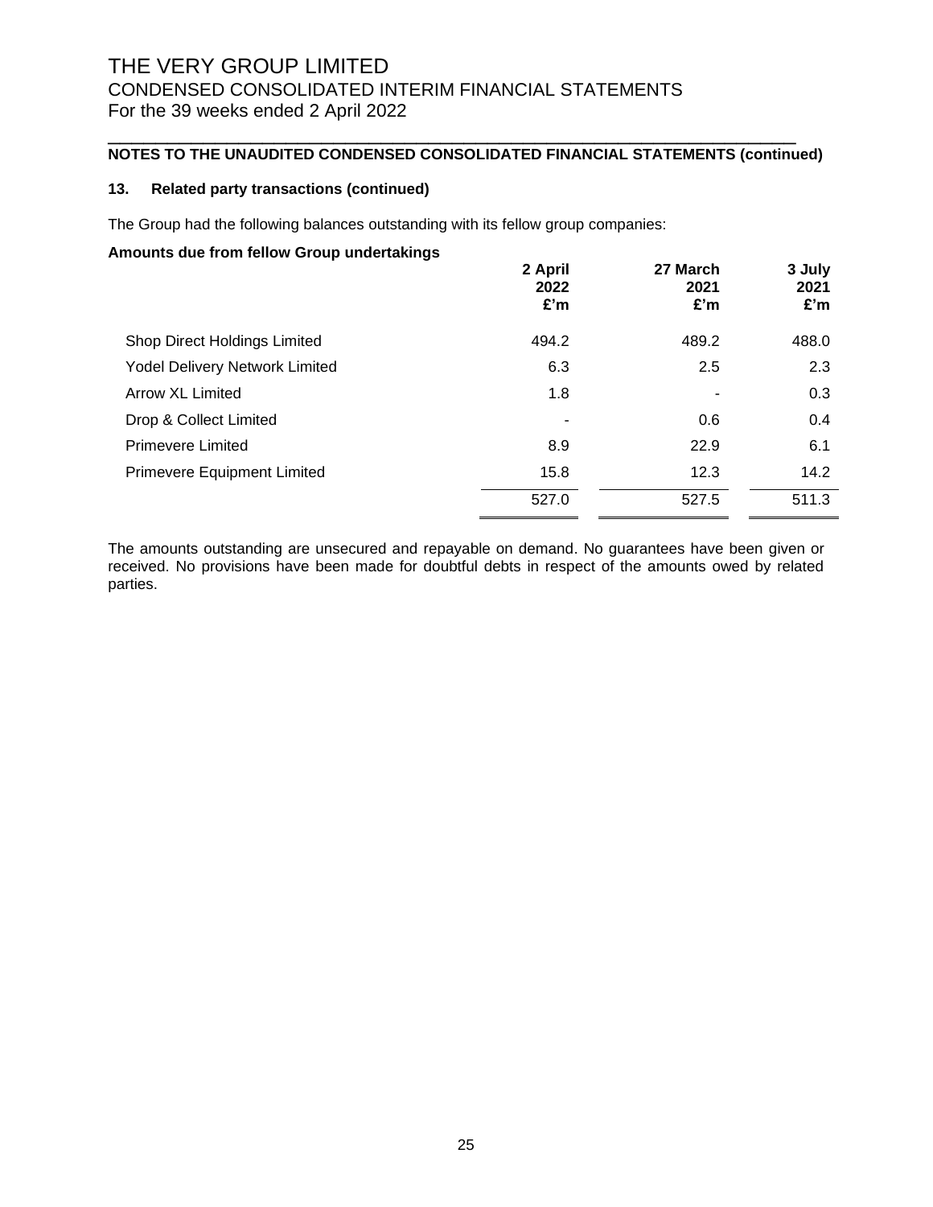# THE VERY GROUP LIMITED

CONDENSED CONSOLIDATED INTERIM FINANCIAL STATEMENTS
For the 39 weeks ended 2 April 2022

**NOTES TO THE UNAUDITED CONDENSED CONSOLIDATED FINANCIAL STATEMENTS (continued)**

### 13. Related party transactions (continued)

The Group had the following balances outstanding with its fellow group companies:

**Amounts due from fellow Group undertakings**

| | 2 April 2022 £'m | 27 March 2021 £'m | 3 July 2021 £'m |
|---|---|---|---|
| Shop Direct Holdings Limited | 494.2 | 489.2 | 488.0 |
| Yodel Delivery Network Limited | 6.3 | 2.5 | 2.3 |
| Arrow XL Limited | 1.8 | - | 0.3 |
| Drop & Collect Limited | - | 0.6 | 0.4 |
| Primevere Limited | 8.9 | 22.9 | 6.1 |
| Primevere Equipment Limited | 15.8 | 12.3 | 14.2 |
| | 527.0 | 527.5 | 511.3 |

The amounts outstanding are unsecured and repayable on demand. No guarantees have been given or received. No provisions have been made for doubtful debts in respect of the amounts owed by related parties.